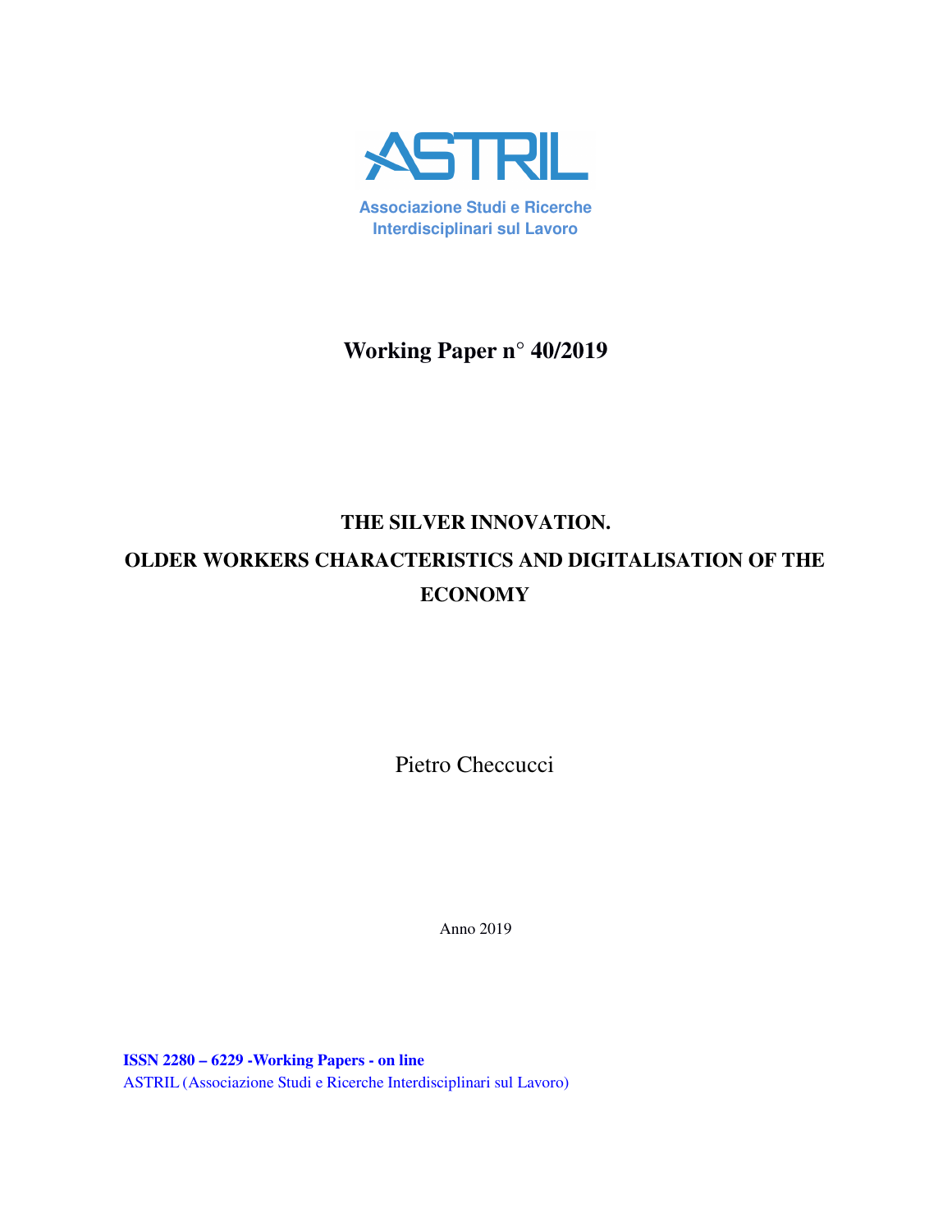ASTRIL

Associazione Studi e Ricerche Interdisciplinari sul Lavoro

**Working Paper n° 40/2019**

# THE SILVER INNOVATION. OLDER WORKERS CHARACTERISTICS AND DIGITALISATION OF THE ECONOMY

Pietro Checcucci

Anno 2019

**ISSN 2280 – 6229 -Working Papers - on line**
ASTRIL (Associazione Studi e Ricerche Interdisciplinari sul Lavoro)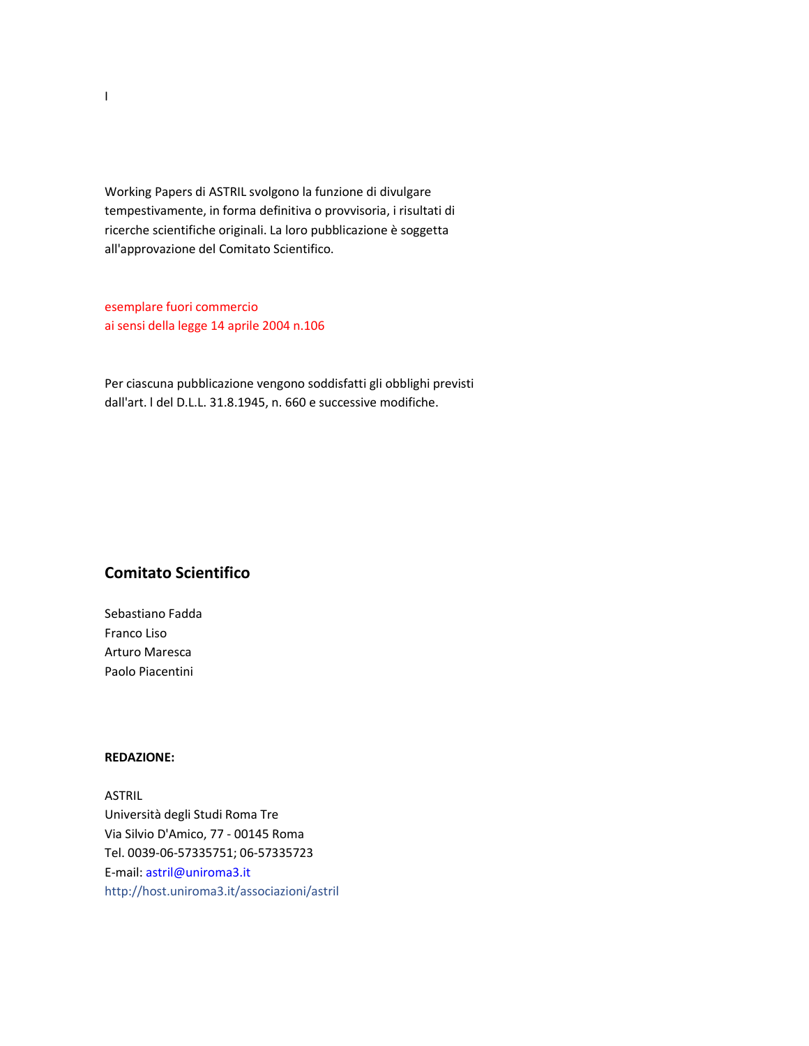I

Working Papers di ASTRIL svolgono la funzione di divulgare tempestivamente, in forma definitiva o provvisoria, i risultati di ricerche scientifiche originali. La loro pubblicazione è soggetta all'approvazione del Comitato Scientifico.

esemplare fuori commercio
ai sensi della legge 14 aprile 2004 n.106

Per ciascuna pubblicazione vengono soddisfatti gli obblighi previsti dall'art. l del D.L.L. 31.8.1945, n. 660 e successive modifiche.

## Comitato Scientifico

Sebastiano Fadda
Franco Liso
Arturo Maresca
Paolo Piacentini

**REDAZIONE:**

ASTRIL
Università degli Studi Roma Tre
Via Silvio D'Amico, 77 - 00145 Roma
Tel. 0039-06-57335751; 06-57335723
E-mail: astril@uniroma3.it
http://host.uniroma3.it/associazioni/astril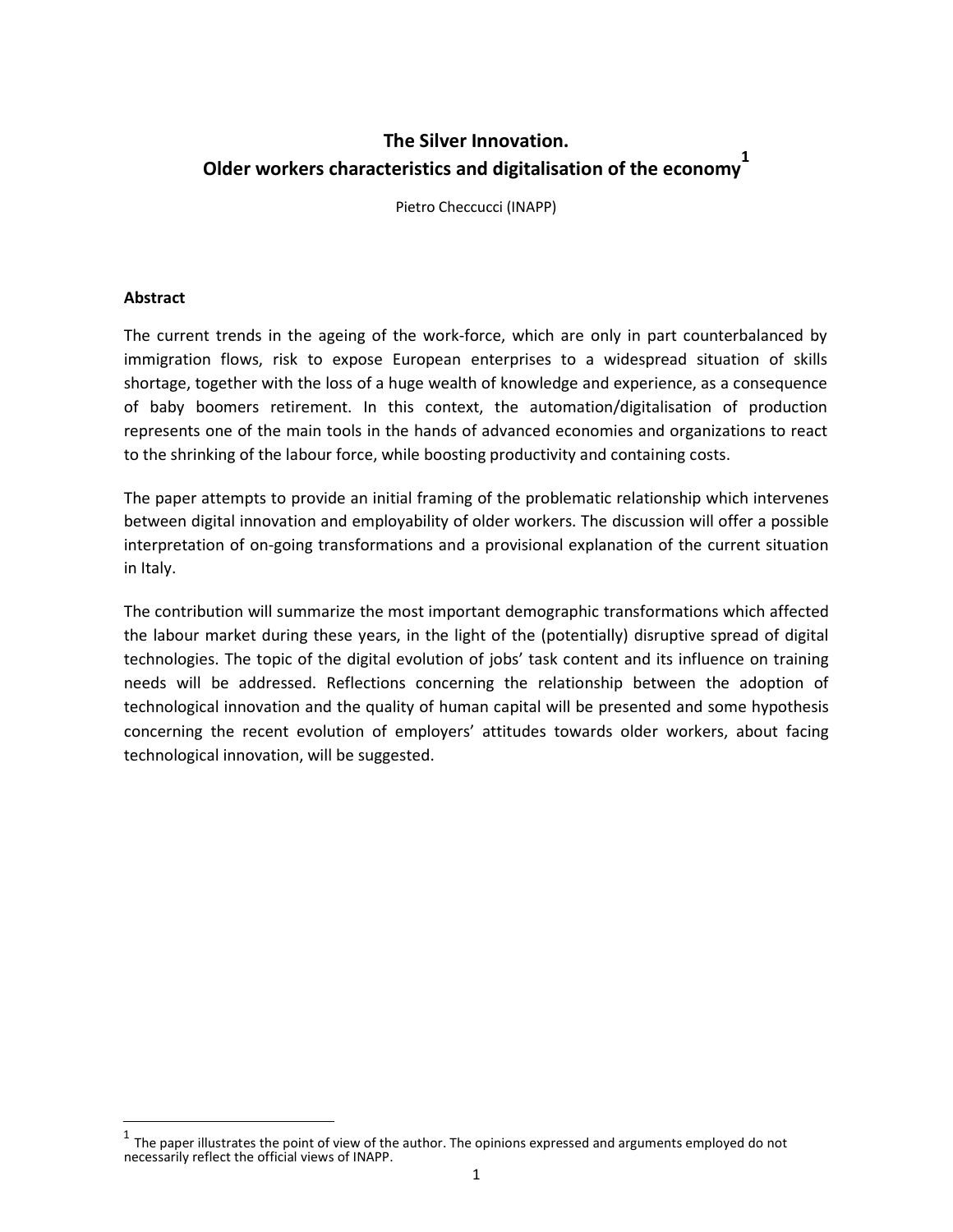# The Silver Innovation. Older workers characteristics and digitalisation of the economy[1]

Pietro Checcucci (INAPP)

**Abstract**

The current trends in the ageing of the work-force, which are only in part counterbalanced by immigration flows, risk to expose European enterprises to a widespread situation of skills shortage, together with the loss of a huge wealth of knowledge and experience, as a consequence of baby boomers retirement. In this context, the automation/digitalisation of production represents one of the main tools in the hands of advanced economies and organizations to react to the shrinking of the labour force, while boosting productivity and containing costs.

The paper attempts to provide an initial framing of the problematic relationship which intervenes between digital innovation and employability of older workers. The discussion will offer a possible interpretation of on-going transformations and a provisional explanation of the current situation in Italy.

The contribution will summarize the most important demographic transformations which affected the labour market during these years, in the light of the (potentially) disruptive spread of digital technologies. The topic of the digital evolution of jobs' task content and its influence on training needs will be addressed. Reflections concerning the relationship between the adoption of technological innovation and the quality of human capital will be presented and some hypothesis concerning the recent evolution of employers' attitudes towards older workers, about facing technological innovation, will be suggested.

[1] The paper illustrates the point of view of the author. The opinions expressed and arguments employed do not necessarily reflect the official views of INAPP.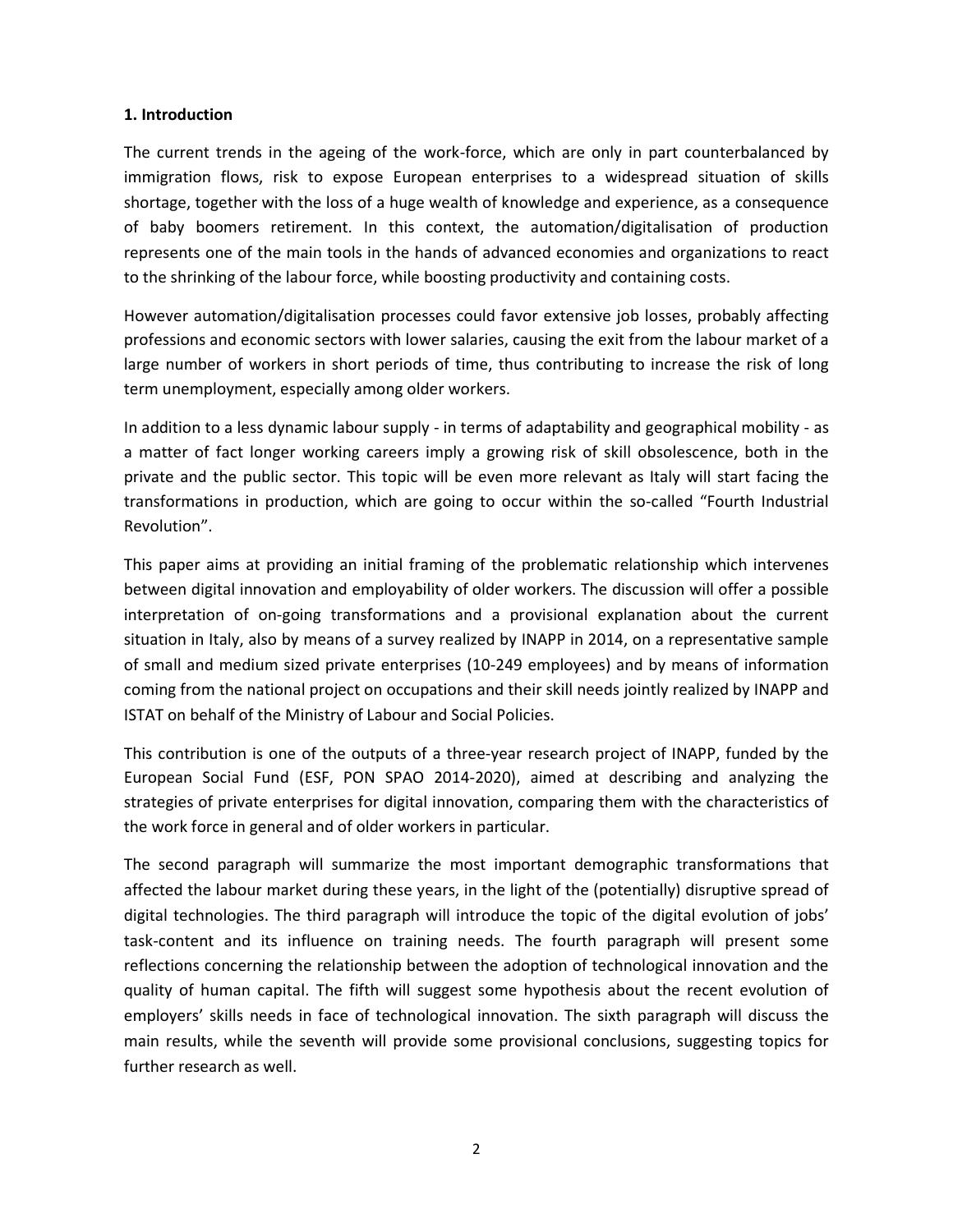## 1. Introduction

The current trends in the ageing of the work-force, which are only in part counterbalanced by immigration flows, risk to expose European enterprises to a widespread situation of skills shortage, together with the loss of a huge wealth of knowledge and experience, as a consequence of baby boomers retirement. In this context, the automation/digitalisation of production represents one of the main tools in the hands of advanced economies and organizations to react to the shrinking of the labour force, while boosting productivity and containing costs.

However automation/digitalisation processes could favor extensive job losses, probably affecting professions and economic sectors with lower salaries, causing the exit from the labour market of a large number of workers in short periods of time, thus contributing to increase the risk of long term unemployment, especially among older workers.

In addition to a less dynamic labour supply - in terms of adaptability and geographical mobility - as a matter of fact longer working careers imply a growing risk of skill obsolescence, both in the private and the public sector. This topic will be even more relevant as Italy will start facing the transformations in production, which are going to occur within the so-called "Fourth Industrial Revolution".

This paper aims at providing an initial framing of the problematic relationship which intervenes between digital innovation and employability of older workers. The discussion will offer a possible interpretation of on-going transformations and a provisional explanation about the current situation in Italy, also by means of a survey realized by INAPP in 2014, on a representative sample of small and medium sized private enterprises (10-249 employees) and by means of information coming from the national project on occupations and their skill needs jointly realized by INAPP and ISTAT on behalf of the Ministry of Labour and Social Policies.

This contribution is one of the outputs of a three-year research project of INAPP, funded by the European Social Fund (ESF, PON SPAO 2014-2020), aimed at describing and analyzing the strategies of private enterprises for digital innovation, comparing them with the characteristics of the work force in general and of older workers in particular.

The second paragraph will summarize the most important demographic transformations that affected the labour market during these years, in the light of the (potentially) disruptive spread of digital technologies. The third paragraph will introduce the topic of the digital evolution of jobs' task-content and its influence on training needs. The fourth paragraph will present some reflections concerning the relationship between the adoption of technological innovation and the quality of human capital. The fifth will suggest some hypothesis about the recent evolution of employers' skills needs in face of technological innovation. The sixth paragraph will discuss the main results, while the seventh will provide some provisional conclusions, suggesting topics for further research as well.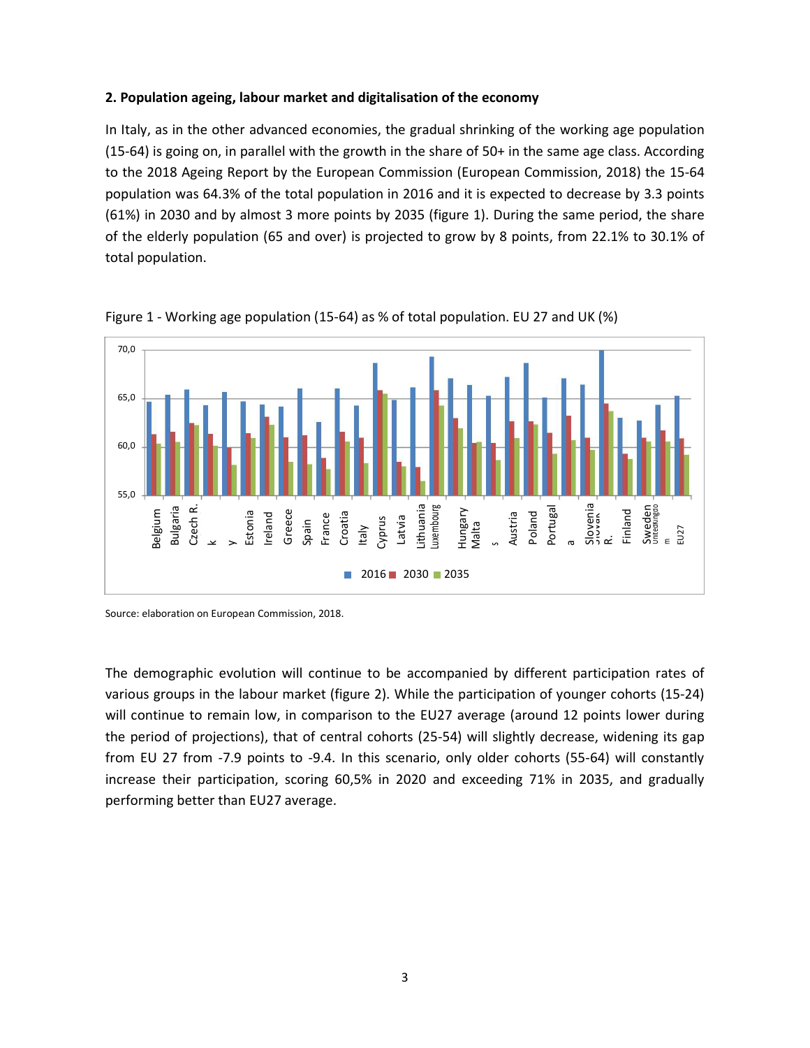**2. Population ageing, labour market and digitalisation of the economy**

In Italy, as in the other advanced economies, the gradual shrinking of the working age population (15-64) is going on, in parallel with the growth in the share of 50+ in the same age class. According to the 2018 Ageing Report by the European Commission (European Commission, 2018) the 15-64 population was 64.3% of the total population in 2016 and it is expected to decrease by 3.3 points (61%) in 2030 and by almost 3 more points by 2035 (figure 1). During the same period, the share of the elderly population (65 and over) is projected to grow by 8 points, from 22.1% to 30.1% of total population.

Figure 1 - Working age population (15-64) as % of total population. EU 27 and UK (%)

Source: elaboration on European Commission, 2018.

The demographic evolution will continue to be accompanied by different participation rates of various groups in the labour market (figure 2). While the participation of younger cohorts (15-24) will continue to remain low, in comparison to the EU27 average (around 12 points lower during the period of projections), that of central cohorts (25-54) will slightly decrease, widening its gap from EU 27 from -7.9 points to -9.4. In this scenario, only older cohorts (55-64) will constantly increase their participation, scoring 60,5% in 2020 and exceeding 71% in 2035, and gradually performing better than EU27 average.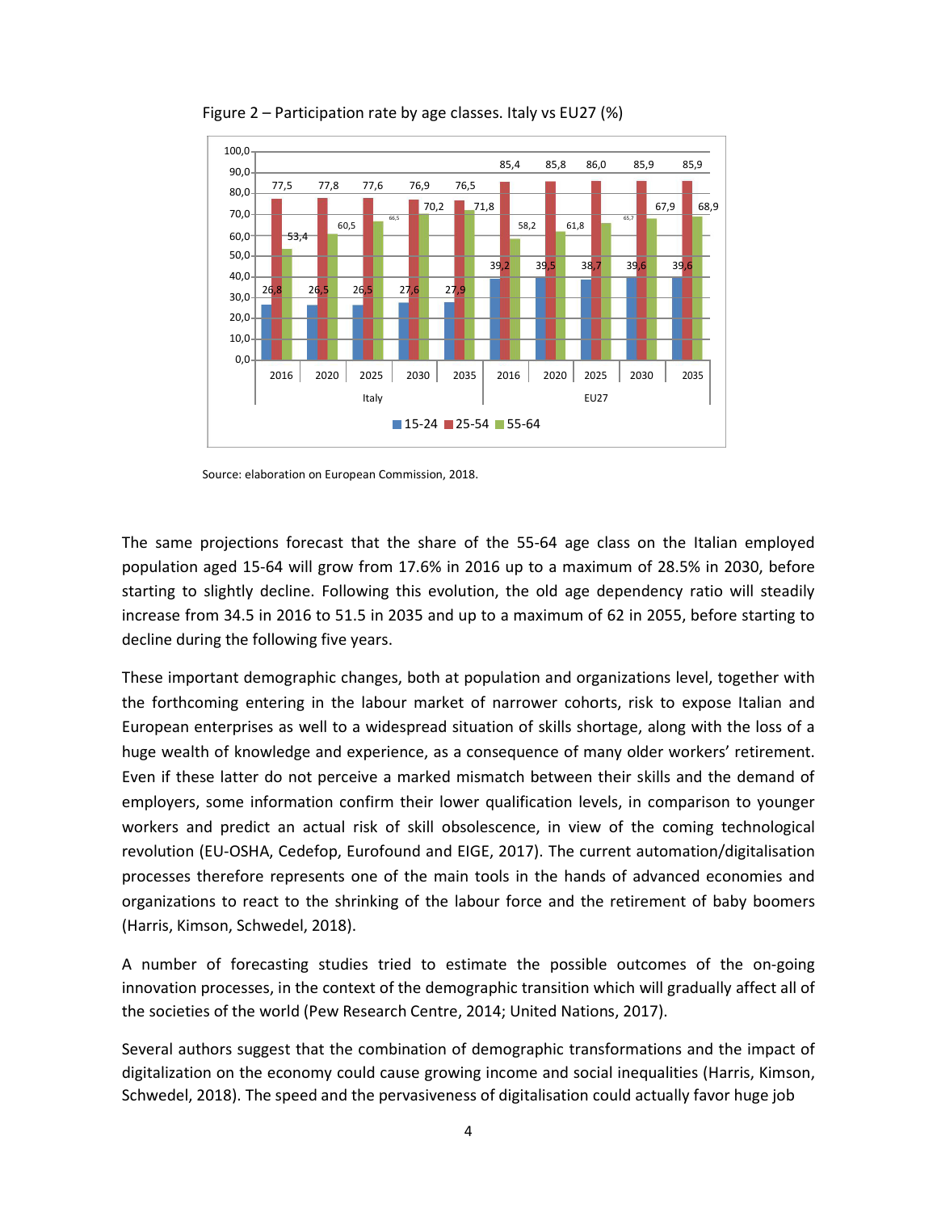Figure 2 – Participation rate by age classes. Italy vs EU27 (%)

| | Year | 15-24 | 25-54 | 55-64 |
|---|---|---|---|---|
| Italy | 2016 | 26,8 | 77,5 | 53,4 |
| | 2020 | 26,5 | 77,8 | 60,5 |
| | 2025 | 26,5 | 77,6 | 66,5 |
| | 2030 | 27,6 | 76,9 | 70,2 |
| | 2035 | 27,9 | 76,5 | 71,8 |
| EU27 | 2016 | 39,2 | 85,4 | 58,2 |
| | 2020 | 39,5 | 85,8 | 61,8 |
| | 2025 | 38,7 | 86,0 | 65,7 |
| | 2030 | 39,6 | 85,9 | 67,9 |
| | 2035 | 39,6 | 85,9 | 68,9 |

Source: elaboration on European Commission, 2018.

The same projections forecast that the share of the 55-64 age class on the Italian employed population aged 15-64 will grow from 17.6% in 2016 up to a maximum of 28.5% in 2030, before starting to slightly decline. Following this evolution, the old age dependency ratio will steadily increase from 34.5 in 2016 to 51.5 in 2035 and up to a maximum of 62 in 2055, before starting to decline during the following five years.

These important demographic changes, both at population and organizations level, together with the forthcoming entering in the labour market of narrower cohorts, risk to expose Italian and European enterprises as well to a widespread situation of skills shortage, along with the loss of a huge wealth of knowledge and experience, as a consequence of many older workers' retirement. Even if these latter do not perceive a marked mismatch between their skills and the demand of employers, some information confirm their lower qualification levels, in comparison to younger workers and predict an actual risk of skill obsolescence, in view of the coming technological revolution (EU-OSHA, Cedefop, Eurofound and EIGE, 2017). The current automation/digitalisation processes therefore represents one of the main tools in the hands of advanced economies and organizations to react to the shrinking of the labour force and the retirement of baby boomers (Harris, Kimson, Schwedel, 2018).

A number of forecasting studies tried to estimate the possible outcomes of the on-going innovation processes, in the context of the demographic transition which will gradually affect all of the societies of the world (Pew Research Centre, 2014; United Nations, 2017).

Several authors suggest that the combination of demographic transformations and the impact of digitalization on the economy could cause growing income and social inequalities (Harris, Kimson, Schwedel, 2018). The speed and the pervasiveness of digitalisation could actually favor huge job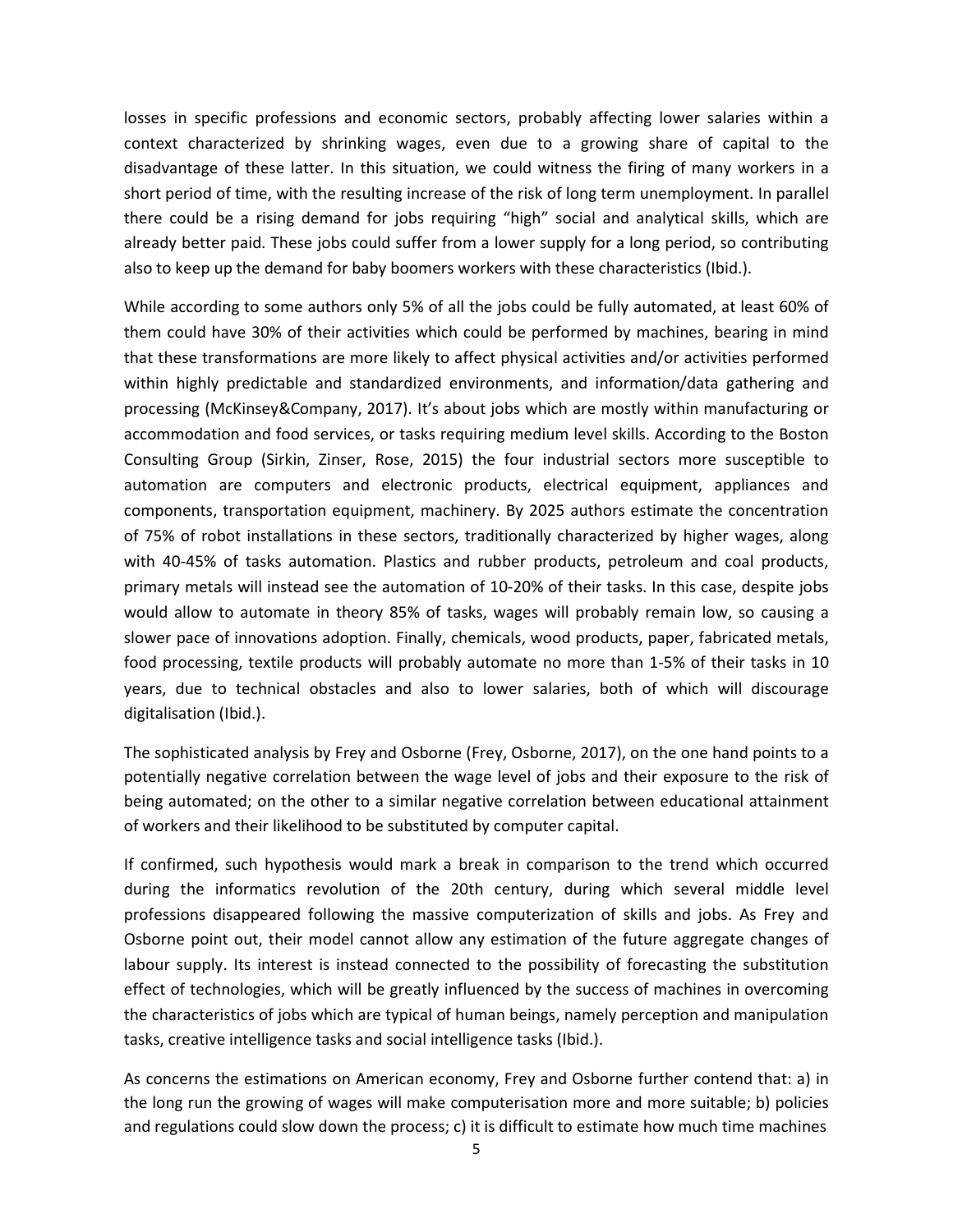losses in specific professions and economic sectors, probably affecting lower salaries within a context characterized by shrinking wages, even due to a growing share of capital to the disadvantage of these latter. In this situation, we could witness the firing of many workers in a short period of time, with the resulting increase of the risk of long term unemployment. In parallel there could be a rising demand for jobs requiring "high" social and analytical skills, which are already better paid. These jobs could suffer from a lower supply for a long period, so contributing also to keep up the demand for baby boomers workers with these characteristics (Ibid.).

While according to some authors only 5% of all the jobs could be fully automated, at least 60% of them could have 30% of their activities which could be performed by machines, bearing in mind that these transformations are more likely to affect physical activities and/or activities performed within highly predictable and standardized environments, and information/data gathering and processing (McKinsey&Company, 2017). It's about jobs which are mostly within manufacturing or accommodation and food services, or tasks requiring medium level skills. According to the Boston Consulting Group (Sirkin, Zinser, Rose, 2015) the four industrial sectors more susceptible to automation are computers and electronic products, electrical equipment, appliances and components, transportation equipment, machinery. By 2025 authors estimate the concentration of 75% of robot installations in these sectors, traditionally characterized by higher wages, along with 40-45% of tasks automation. Plastics and rubber products, petroleum and coal products, primary metals will instead see the automation of 10-20% of their tasks. In this case, despite jobs would allow to automate in theory 85% of tasks, wages will probably remain low, so causing a slower pace of innovations adoption. Finally, chemicals, wood products, paper, fabricated metals, food processing, textile products will probably automate no more than 1-5% of their tasks in 10 years, due to technical obstacles and also to lower salaries, both of which will discourage digitalisation (Ibid.).

The sophisticated analysis by Frey and Osborne (Frey, Osborne, 2017), on the one hand points to a potentially negative correlation between the wage level of jobs and their exposure to the risk of being automated; on the other to a similar negative correlation between educational attainment of workers and their likelihood to be substituted by computer capital.

If confirmed, such hypothesis would mark a break in comparison to the trend which occurred during the informatics revolution of the 20th century, during which several middle level professions disappeared following the massive computerization of skills and jobs. As Frey and Osborne point out, their model cannot allow any estimation of the future aggregate changes of labour supply. Its interest is instead connected to the possibility of forecasting the substitution effect of technologies, which will be greatly influenced by the success of machines in overcoming the characteristics of jobs which are typical of human beings, namely perception and manipulation tasks, creative intelligence tasks and social intelligence tasks (Ibid.).

As concerns the estimations on American economy, Frey and Osborne further contend that: a) in the long run the growing of wages will make computerisation more and more suitable; b) policies and regulations could slow down the process; c) it is difficult to estimate how much time machines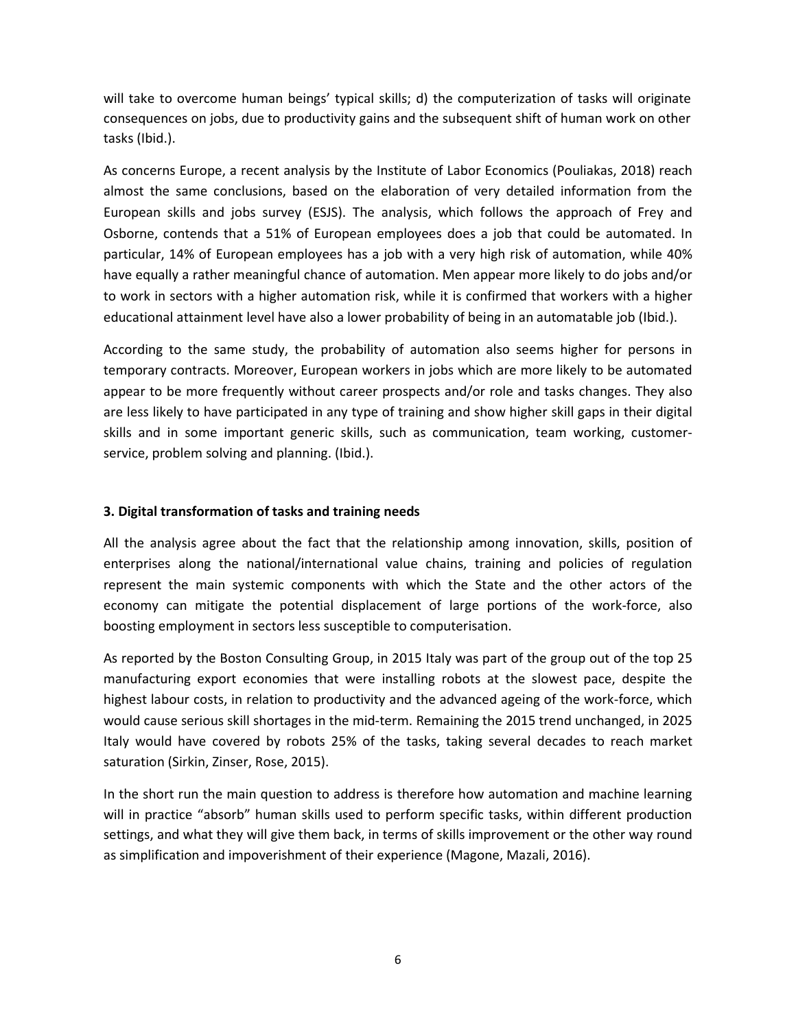will take to overcome human beings' typical skills; d) the computerization of tasks will originate consequences on jobs, due to productivity gains and the subsequent shift of human work on other tasks (Ibid.).

As concerns Europe, a recent analysis by the Institute of Labor Economics (Pouliakas, 2018) reach almost the same conclusions, based on the elaboration of very detailed information from the European skills and jobs survey (ESJS). The analysis, which follows the approach of Frey and Osborne, contends that a 51% of European employees does a job that could be automated. In particular, 14% of European employees has a job with a very high risk of automation, while 40% have equally a rather meaningful chance of automation. Men appear more likely to do jobs and/or to work in sectors with a higher automation risk, while it is confirmed that workers with a higher educational attainment level have also a lower probability of being in an automatable job (Ibid.).

According to the same study, the probability of automation also seems higher for persons in temporary contracts. Moreover, European workers in jobs which are more likely to be automated appear to be more frequently without career prospects and/or role and tasks changes. They also are less likely to have participated in any type of training and show higher skill gaps in their digital skills and in some important generic skills, such as communication, team working, customer-service, problem solving and planning. (Ibid.).

## 3. Digital transformation of tasks and training needs

All the analysis agree about the fact that the relationship among innovation, skills, position of enterprises along the national/international value chains, training and policies of regulation represent the main systemic components with which the State and the other actors of the economy can mitigate the potential displacement of large portions of the work-force, also boosting employment in sectors less susceptible to computerisation.

As reported by the Boston Consulting Group, in 2015 Italy was part of the group out of the top 25 manufacturing export economies that were installing robots at the slowest pace, despite the highest labour costs, in relation to productivity and the advanced ageing of the work-force, which would cause serious skill shortages in the mid-term. Remaining the 2015 trend unchanged, in 2025 Italy would have covered by robots 25% of the tasks, taking several decades to reach market saturation (Sirkin, Zinser, Rose, 2015).

In the short run the main question to address is therefore how automation and machine learning will in practice "absorb" human skills used to perform specific tasks, within different production settings, and what they will give them back, in terms of skills improvement or the other way round as simplification and impoverishment of their experience (Magone, Mazali, 2016).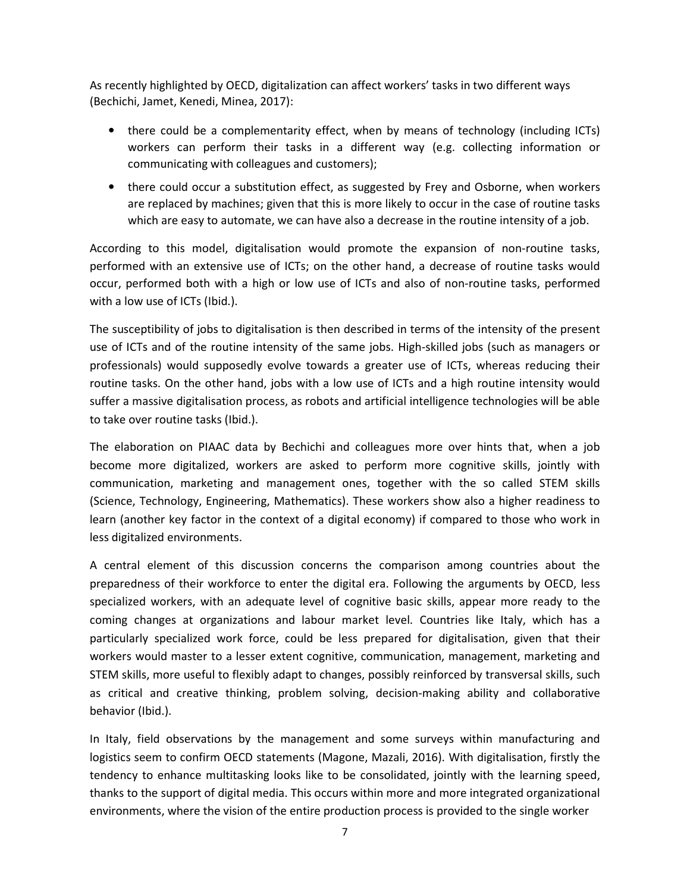As recently highlighted by OECD, digitalization can affect workers' tasks in two different ways (Bechichi, Jamet, Kenedi, Minea, 2017):

- there could be a complementarity effect, when by means of technology (including ICTs) workers can perform their tasks in a different way (e.g. collecting information or communicating with colleagues and customers);
- there could occur a substitution effect, as suggested by Frey and Osborne, when workers are replaced by machines; given that this is more likely to occur in the case of routine tasks which are easy to automate, we can have also a decrease in the routine intensity of a job.

According to this model, digitalisation would promote the expansion of non-routine tasks, performed with an extensive use of ICTs; on the other hand, a decrease of routine tasks would occur, performed both with a high or low use of ICTs and also of non-routine tasks, performed with a low use of ICTs (Ibid.).

The susceptibility of jobs to digitalisation is then described in terms of the intensity of the present use of ICTs and of the routine intensity of the same jobs. High-skilled jobs (such as managers or professionals) would supposedly evolve towards a greater use of ICTs, whereas reducing their routine tasks. On the other hand, jobs with a low use of ICTs and a high routine intensity would suffer a massive digitalisation process, as robots and artificial intelligence technologies will be able to take over routine tasks (Ibid.).

The elaboration on PIAAC data by Bechichi and colleagues more over hints that, when a job become more digitalized, workers are asked to perform more cognitive skills, jointly with communication, marketing and management ones, together with the so called STEM skills (Science, Technology, Engineering, Mathematics). These workers show also a higher readiness to learn (another key factor in the context of a digital economy) if compared to those who work in less digitalized environments.

A central element of this discussion concerns the comparison among countries about the preparedness of their workforce to enter the digital era. Following the arguments by OECD, less specialized workers, with an adequate level of cognitive basic skills, appear more ready to the coming changes at organizations and labour market level. Countries like Italy, which has a particularly specialized work force, could be less prepared for digitalisation, given that their workers would master to a lesser extent cognitive, communication, management, marketing and STEM skills, more useful to flexibly adapt to changes, possibly reinforced by transversal skills, such as critical and creative thinking, problem solving, decision-making ability and collaborative behavior (Ibid.).

In Italy, field observations by the management and some surveys within manufacturing and logistics seem to confirm OECD statements (Magone, Mazali, 2016). With digitalisation, firstly the tendency to enhance multitasking looks like to be consolidated, jointly with the learning speed, thanks to the support of digital media. This occurs within more and more integrated organizational environments, where the vision of the entire production process is provided to the single worker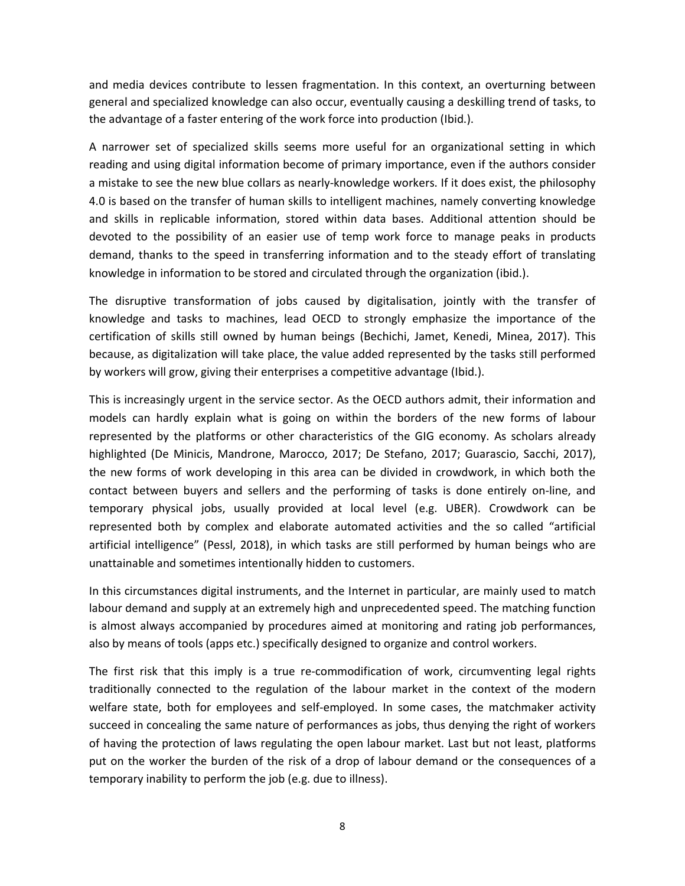and media devices contribute to lessen fragmentation. In this context, an overturning between general and specialized knowledge can also occur, eventually causing a deskilling trend of tasks, to the advantage of a faster entering of the work force into production (Ibid.).

A narrower set of specialized skills seems more useful for an organizational setting in which reading and using digital information become of primary importance, even if the authors consider a mistake to see the new blue collars as nearly-knowledge workers. If it does exist, the philosophy 4.0 is based on the transfer of human skills to intelligent machines, namely converting knowledge and skills in replicable information, stored within data bases. Additional attention should be devoted to the possibility of an easier use of temp work force to manage peaks in products demand, thanks to the speed in transferring information and to the steady effort of translating knowledge in information to be stored and circulated through the organization (ibid.).

The disruptive transformation of jobs caused by digitalisation, jointly with the transfer of knowledge and tasks to machines, lead OECD to strongly emphasize the importance of the certification of skills still owned by human beings (Bechichi, Jamet, Kenedi, Minea, 2017). This because, as digitalization will take place, the value added represented by the tasks still performed by workers will grow, giving their enterprises a competitive advantage (Ibid.).

This is increasingly urgent in the service sector. As the OECD authors admit, their information and models can hardly explain what is going on within the borders of the new forms of labour represented by the platforms or other characteristics of the GIG economy. As scholars already highlighted (De Minicis, Mandrone, Marocco, 2017; De Stefano, 2017; Guarascio, Sacchi, 2017), the new forms of work developing in this area can be divided in crowdwork, in which both the contact between buyers and sellers and the performing of tasks is done entirely on-line, and temporary physical jobs, usually provided at local level (e.g. UBER). Crowdwork can be represented both by complex and elaborate automated activities and the so called "artificial artificial intelligence" (Pessl, 2018), in which tasks are still performed by human beings who are unattainable and sometimes intentionally hidden to customers.

In this circumstances digital instruments, and the Internet in particular, are mainly used to match labour demand and supply at an extremely high and unprecedented speed. The matching function is almost always accompanied by procedures aimed at monitoring and rating job performances, also by means of tools (apps etc.) specifically designed to organize and control workers.

The first risk that this imply is a true re-commodification of work, circumventing legal rights traditionally connected to the regulation of the labour market in the context of the modern welfare state, both for employees and self-employed. In some cases, the matchmaker activity succeed in concealing the same nature of performances as jobs, thus denying the right of workers of having the protection of laws regulating the open labour market. Last but not least, platforms put on the worker the burden of the risk of a drop of labour demand or the consequences of a temporary inability to perform the job (e.g. due to illness).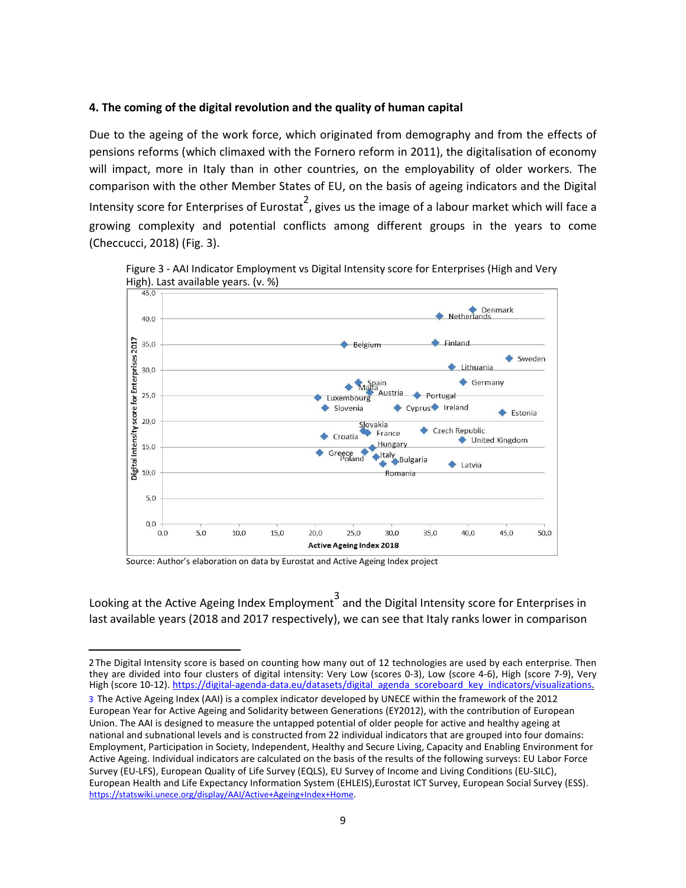## 4. The coming of the digital revolution and the quality of human capital

Due to the ageing of the work force, which originated from demography and from the effects of pensions reforms (which climaxed with the Fornero reform in 2011), the digitalisation of economy will impact, more in Italy than in other countries, on the employability of older workers. The comparison with the other Member States of EU, on the basis of ageing indicators and the Digital Intensity score for Enterprises of Eurostat[2], gives us the image of a labour market which will face a growing complexity and potential conflicts among different groups in the years to come (Checcucci, 2018) (Fig. 3).

Figure 3 - AAI Indicator Employment vs Digital Intensity score for Enterprises (High and Very High). Last available years. (v. %)

Source: Author's elaboration on data by Eurostat and Active Ageing Index project

Looking at the Active Ageing Index Employment[3] and the Digital Intensity score for Enterprises in last available years (2018 and 2017 respectively), we can see that Italy ranks lower in comparison

---

2 The Digital Intensity score is based on counting how many out of 12 technologies are used by each enterprise. Then they are divided into four clusters of digital intensity: Very Low (scores 0-3), Low (score 4-6), High (score 7-9), Very High (score 10-12). https://digital-agenda-data.eu/datasets/digital_agenda_scoreboard_key_indicators/visualizations.

3 The Active Ageing Index (AAI) is a complex indicator developed by UNECE within the framework of the 2012 European Year for Active Ageing and Solidarity between Generations (EY2012), with the contribution of European Union. The AAI is designed to measure the untapped potential of older people for active and healthy ageing at national and subnational levels and is constructed from 22 individual indicators that are grouped into four domains: Employment, Participation in Society, Independent, Healthy and Secure Living, Capacity and Enabling Environment for Active Ageing. Individual indicators are calculated on the basis of the results of the following surveys: EU Labor Force Survey (EU-LFS), European Quality of Life Survey (EQLS), EU Survey of Income and Living Conditions (EU-SILC), European Health and Life Expectancy Information System (EHLEIS),Eurostat ICT Survey, European Social Survey (ESS). https://statswiki.unece.org/display/AAI/Active+Ageing+Index+Home.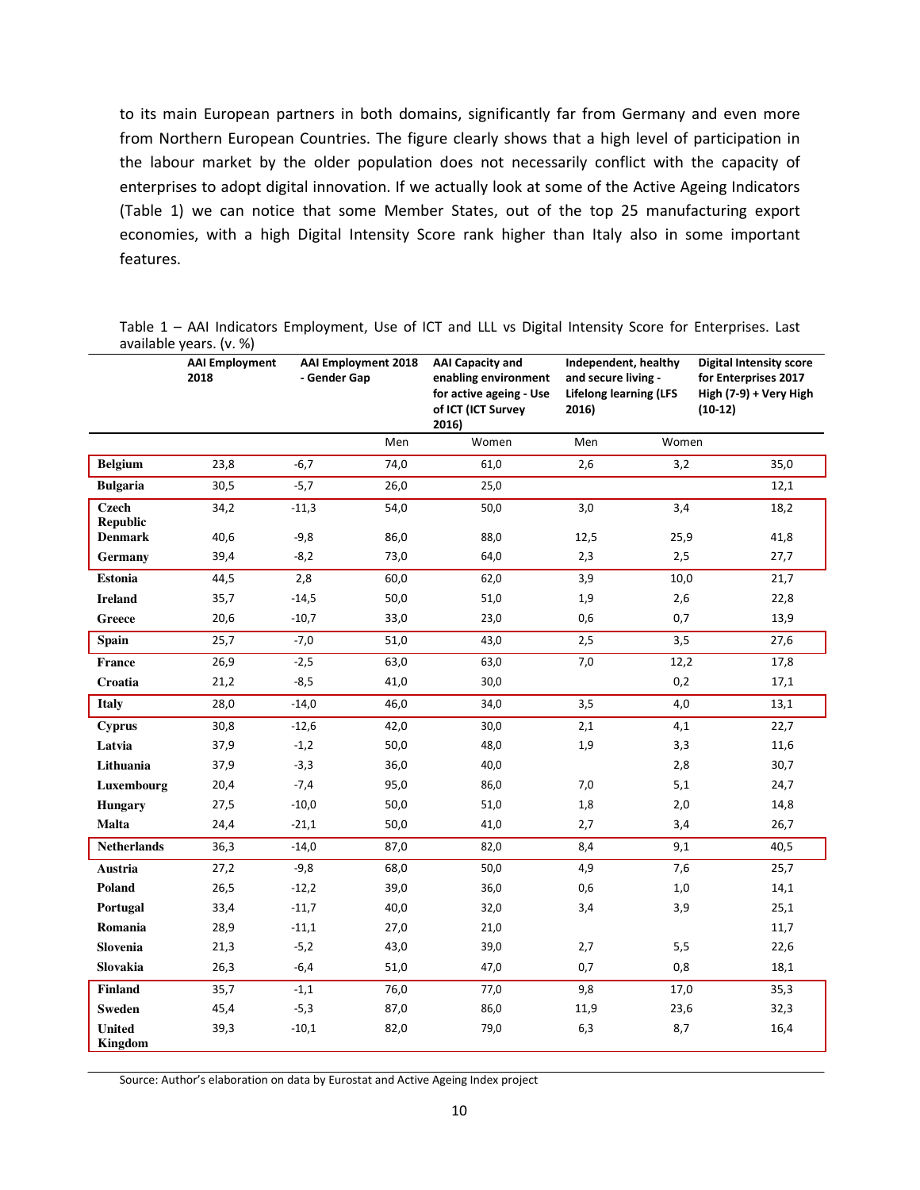to its main European partners in both domains, significantly far from Germany and even more from Northern European Countries. The figure clearly shows that a high level of participation in the labour market by the older population does not necessarily conflict with the capacity of enterprises to adopt digital innovation. If we actually look at some of the Active Ageing Indicators (Table 1) we can notice that some Member States, out of the top 25 manufacturing export economies, with a high Digital Intensity Score rank higher than Italy also in some important features.

Table 1 – AAI Indicators Employment, Use of ICT and LLL vs Digital Intensity Score for Enterprises. Last available years. (v. %)

| | AAI Employment 2018 | AAI Employment 2018 - Gender Gap | AAI Capacity and enabling environment for active ageing - Use of ICT (ICT Survey 2016) | | Independent, healthy and secure living - Lifelong learning (LFS 2016) | | Digital Intensity score for Enterprises 2017 High (7-9) + Very High (10-12) |
|---|---|---|---|---|---|---|---|
| | | | Men | Women | Men | Women | |
| **Belgium** | 23,8 | -6,7 | 74,0 | 61,0 | 2,6 | 3,2 | 35,0 |
| **Bulgaria** | 30,5 | -5,7 | 26,0 | 25,0 | | | 12,1 |
| **Czech Republic** | 34,2 | -11,3 | 54,0 | 50,0 | 3,0 | 3,4 | 18,2 |
| **Denmark** | 40,6 | -9,8 | 86,0 | 88,0 | 12,5 | 25,9 | 41,8 |
| **Germany** | 39,4 | -8,2 | 73,0 | 64,0 | 2,3 | 2,5 | 27,7 |
| **Estonia** | 44,5 | 2,8 | 60,0 | 62,0 | 3,9 | 10,0 | 21,7 |
| **Ireland** | 35,7 | -14,5 | 50,0 | 51,0 | 1,9 | 2,6 | 22,8 |
| **Greece** | 20,6 | -10,7 | 33,0 | 23,0 | 0,6 | 0,7 | 13,9 |
| **Spain** | 25,7 | -7,0 | 51,0 | 43,0 | 2,5 | 3,5 | 27,6 |
| **France** | 26,9 | -2,5 | 63,0 | 63,0 | 7,0 | 12,2 | 17,8 |
| **Croatia** | 21,2 | -8,5 | 41,0 | 30,0 | | 0,2 | 17,1 |
| **Italy** | 28,0 | -14,0 | 46,0 | 34,0 | 3,5 | 4,0 | 13,1 |
| **Cyprus** | 30,8 | -12,6 | 42,0 | 30,0 | 2,1 | 4,1 | 22,7 |
| **Latvia** | 37,9 | -1,2 | 50,0 | 48,0 | 1,9 | 3,3 | 11,6 |
| **Lithuania** | 37,9 | -3,3 | 36,0 | 40,0 | | 2,8 | 30,7 |
| **Luxembourg** | 20,4 | -7,4 | 95,0 | 86,0 | 7,0 | 5,1 | 24,7 |
| **Hungary** | 27,5 | -10,0 | 50,0 | 51,0 | 1,8 | 2,0 | 14,8 |
| **Malta** | 24,4 | -21,1 | 50,0 | 41,0 | 2,7 | 3,4 | 26,7 |
| **Netherlands** | 36,3 | -14,0 | 87,0 | 82,0 | 8,4 | 9,1 | 40,5 |
| **Austria** | 27,2 | -9,8 | 68,0 | 50,0 | 4,9 | 7,6 | 25,7 |
| **Poland** | 26,5 | -12,2 | 39,0 | 36,0 | 0,6 | 1,0 | 14,1 |
| **Portugal** | 33,4 | -11,7 | 40,0 | 32,0 | 3,4 | 3,9 | 25,1 |
| **Romania** | 28,9 | -11,1 | 27,0 | 21,0 | | | 11,7 |
| **Slovenia** | 21,3 | -5,2 | 43,0 | 39,0 | 2,7 | 5,5 | 22,6 |
| **Slovakia** | 26,3 | -6,4 | 51,0 | 47,0 | 0,7 | 0,8 | 18,1 |
| **Finland** | 35,7 | -1,1 | 76,0 | 77,0 | 9,8 | 17,0 | 35,3 |
| **Sweden** | 45,4 | -5,3 | 87,0 | 86,0 | 11,9 | 23,6 | 32,3 |
| **United Kingdom** | 39,3 | -10,1 | 82,0 | 79,0 | 6,3 | 8,7 | 16,4 |

Source: Author's elaboration on data by Eurostat and Active Ageing Index project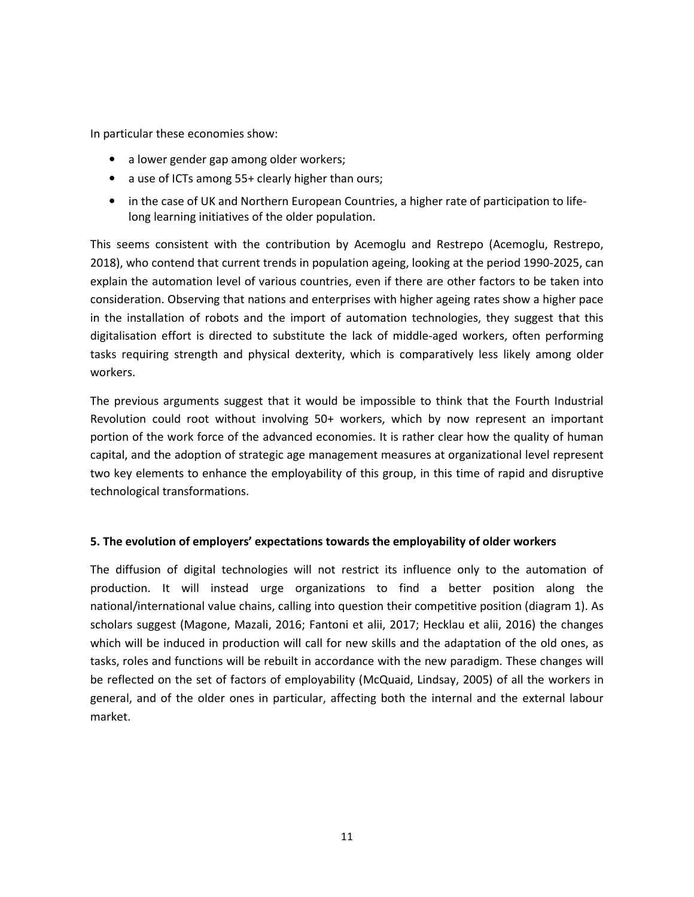In particular these economies show:

- a lower gender gap among older workers;
- a use of ICTs among 55+ clearly higher than ours;
- in the case of UK and Northern European Countries, a higher rate of participation to life-long learning initiatives of the older population.

This seems consistent with the contribution by Acemoglu and Restrepo (Acemoglu, Restrepo, 2018), who contend that current trends in population ageing, looking at the period 1990-2025, can explain the automation level of various countries, even if there are other factors to be taken into consideration. Observing that nations and enterprises with higher ageing rates show a higher pace in the installation of robots and the import of automation technologies, they suggest that this digitalisation effort is directed to substitute the lack of middle-aged workers, often performing tasks requiring strength and physical dexterity, which is comparatively less likely among older workers.

The previous arguments suggest that it would be impossible to think that the Fourth Industrial Revolution could root without involving 50+ workers, which by now represent an important portion of the work force of the advanced economies. It is rather clear how the quality of human capital, and the adoption of strategic age management measures at organizational level represent two key elements to enhance the employability of this group, in this time of rapid and disruptive technological transformations.

## 5. The evolution of employers' expectations towards the employability of older workers

The diffusion of digital technologies will not restrict its influence only to the automation of production. It will instead urge organizations to find a better position along the national/international value chains, calling into question their competitive position (diagram 1). As scholars suggest (Magone, Mazali, 2016; Fantoni et alii, 2017; Hecklau et alii, 2016) the changes which will be induced in production will call for new skills and the adaptation of the old ones, as tasks, roles and functions will be rebuilt in accordance with the new paradigm. These changes will be reflected on the set of factors of employability (McQuaid, Lindsay, 2005) of all the workers in general, and of the older ones in particular, affecting both the internal and the external labour market.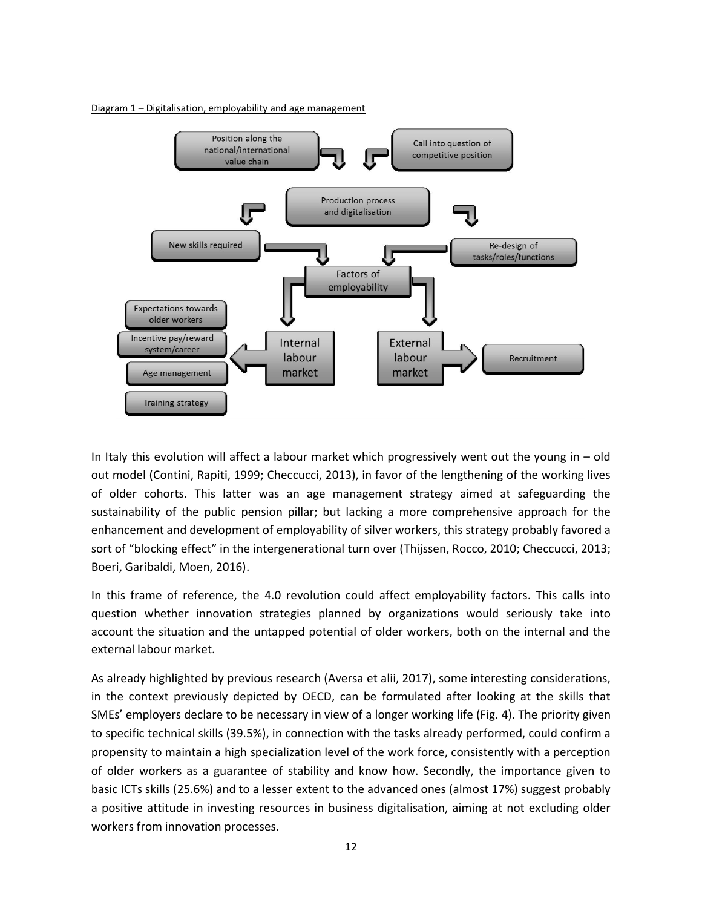Diagram 1 – Digitalisation, employability and age management

In Italy this evolution will affect a labour market which progressively went out the young in – old out model (Contini, Rapiti, 1999; Checcucci, 2013), in favor of the lengthening of the working lives of older cohorts. This latter was an age management strategy aimed at safeguarding the sustainability of the public pension pillar; but lacking a more comprehensive approach for the enhancement and development of employability of silver workers, this strategy probably favored a sort of "blocking effect" in the intergenerational turn over (Thijssen, Rocco, 2010; Checcucci, 2013; Boeri, Garibaldi, Moen, 2016).

In this frame of reference, the 4.0 revolution could affect employability factors. This calls into question whether innovation strategies planned by organizations would seriously take into account the situation and the untapped potential of older workers, both on the internal and the external labour market.

As already highlighted by previous research (Aversa et alii, 2017), some interesting considerations, in the context previously depicted by OECD, can be formulated after looking at the skills that SMEs' employers declare to be necessary in view of a longer working life (Fig. 4). The priority given to specific technical skills (39.5%), in connection with the tasks already performed, could confirm a propensity to maintain a high specialization level of the work force, consistently with a perception of older workers as a guarantee of stability and know how. Secondly, the importance given to basic ICTs skills (25.6%) and to a lesser extent to the advanced ones (almost 17%) suggest probably a positive attitude in investing resources in business digitalisation, aiming at not excluding older workers from innovation processes.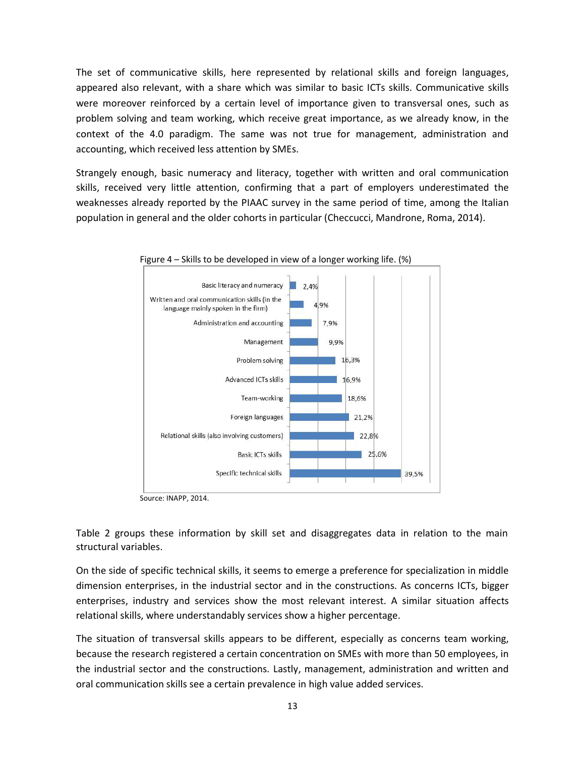The set of communicative skills, here represented by relational skills and foreign languages, appeared also relevant, with a share which was similar to basic ICTs skills. Communicative skills were moreover reinforced by a certain level of importance given to transversal ones, such as problem solving and team working, which receive great importance, as we already know, in the context of the 4.0 paradigm. The same was not true for management, administration and accounting, which received less attention by SMEs.

Strangely enough, basic numeracy and literacy, together with written and oral communication skills, received very little attention, confirming that a part of employers underestimated the weaknesses already reported by the PIAAC survey in the same period of time, among the Italian population in general and the older cohorts in particular (Checcucci, Mandrone, Roma, 2014).

Figure 4 – Skills to be developed in view of a longer working life. (%)

| Skill | % |
|---|---|
| Basic literacy and numeracy | 2,4% |
| Written and oral communication skills (in the language mainly spoken in the firm) | 4,9% |
| Administration and accounting | 7,9% |
| Management | 9,9% |
| Problem solving | 16,3% |
| Advanced ICTs skills | 16,9% |
| Team-working | 18,6% |
| Foreign languages | 21,2% |
| Relational skills (also involving customers) | 22,8% |
| Basic ICTs skills | 25,6% |
| Specific technical skills | 39,5% |

Source: INAPP, 2014.

Table 2 groups these information by skill set and disaggregates data in relation to the main structural variables.

On the side of specific technical skills, it seems to emerge a preference for specialization in middle dimension enterprises, in the industrial sector and in the constructions. As concerns ICTs, bigger enterprises, industry and services show the most relevant interest. A similar situation affects relational skills, where understandably services show a higher percentage.

The situation of transversal skills appears to be different, especially as concerns team working, because the research registered a certain concentration on SMEs with more than 50 employees, in the industrial sector and the constructions. Lastly, management, administration and written and oral communication skills see a certain prevalence in high value added services.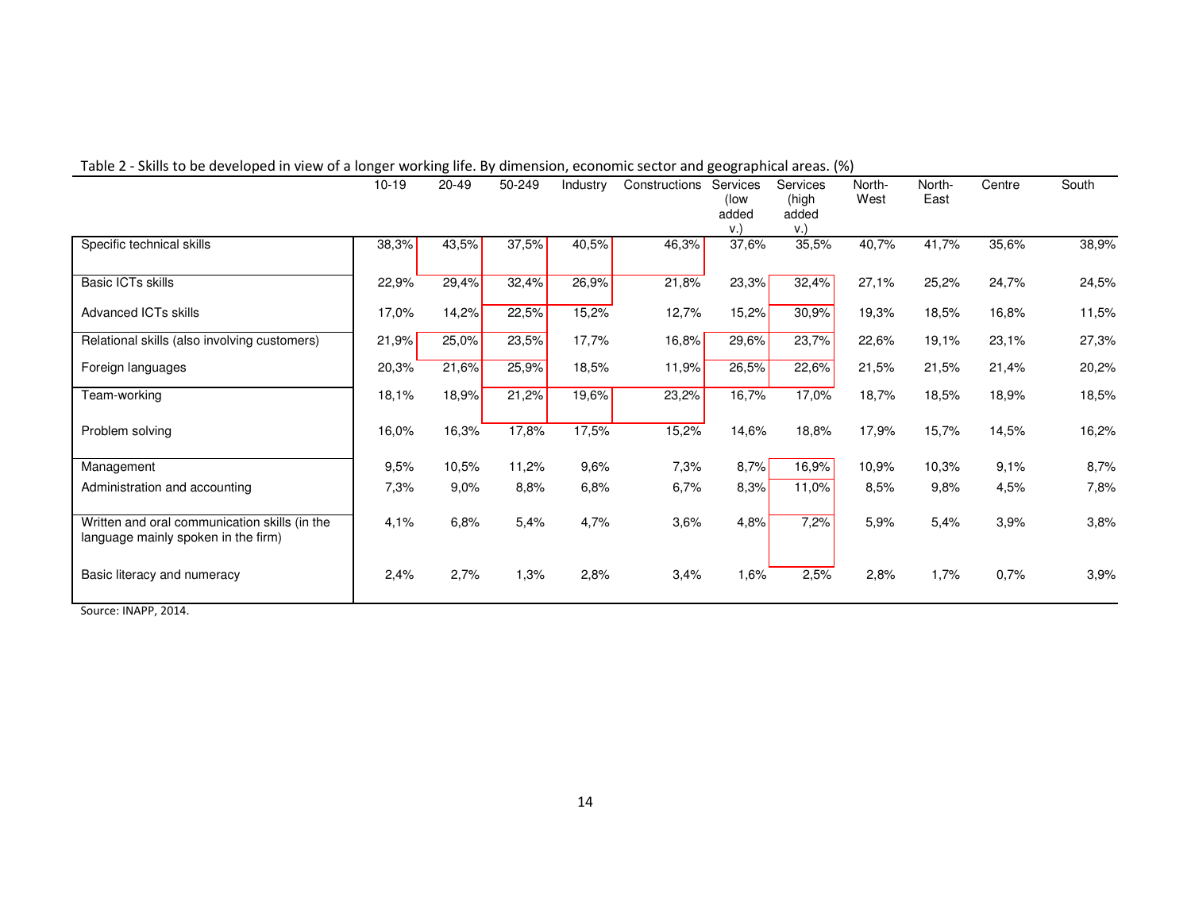Table 2 - Skills to be developed in view of a longer working life. By dimension, economic sector and geographical areas. (%)

| | 10-19 | 20-49 | 50-249 | Industry | Constructions | Services (low added v.) | Services (high added v.) | North-West | North-East | Centre | South |
|---|---|---|---|---|---|---|---|---|---|---|---|
| Specific technical skills | 38,3% | 43,5% | 37,5% | 40,5% | 46,3% | 37,6% | 35,5% | 40,7% | 41,7% | 35,6% | 38,9% |
| Basic ICTs skills | 22,9% | 29,4% | 32,4% | 26,9% | 21,8% | 23,3% | 32,4% | 27,1% | 25,2% | 24,7% | 24,5% |
| Advanced ICTs skills | 17,0% | 14,2% | 22,5% | 15,2% | 12,7% | 15,2% | 30,9% | 19,3% | 18,5% | 16,8% | 11,5% |
| Relational skills (also involving customers) | 21,9% | 25,0% | 23,5% | 17,7% | 16,8% | 29,6% | 23,7% | 22,6% | 19,1% | 23,1% | 27,3% |
| Foreign languages | 20,3% | 21,6% | 25,9% | 18,5% | 11,9% | 26,5% | 22,6% | 21,5% | 21,5% | 21,4% | 20,2% |
| Team-working | 18,1% | 18,9% | 21,2% | 19,6% | 23,2% | 16,7% | 17,0% | 18,7% | 18,5% | 18,9% | 18,5% |
| Problem solving | 16,0% | 16,3% | 17,8% | 17,5% | 15,2% | 14,6% | 18,8% | 17,9% | 15,7% | 14,5% | 16,2% |
| Management | 9,5% | 10,5% | 11,2% | 9,6% | 7,3% | 8,7% | 16,9% | 10,9% | 10,3% | 9,1% | 8,7% |
| Administration and accounting | 7,3% | 9,0% | 8,8% | 6,8% | 6,7% | 8,3% | 11,0% | 8,5% | 9,8% | 4,5% | 7,8% |
| Written and oral communication skills (in the language mainly spoken in the firm) | 4,1% | 6,8% | 5,4% | 4,7% | 3,6% | 4,8% | 7,2% | 5,9% | 5,4% | 3,9% | 3,8% |
| Basic literacy and numeracy | 2,4% | 2,7% | 1,3% | 2,8% | 3,4% | 1,6% | 2,5% | 2,8% | 1,7% | 0,7% | 3,9% |

Source: INAPP, 2014.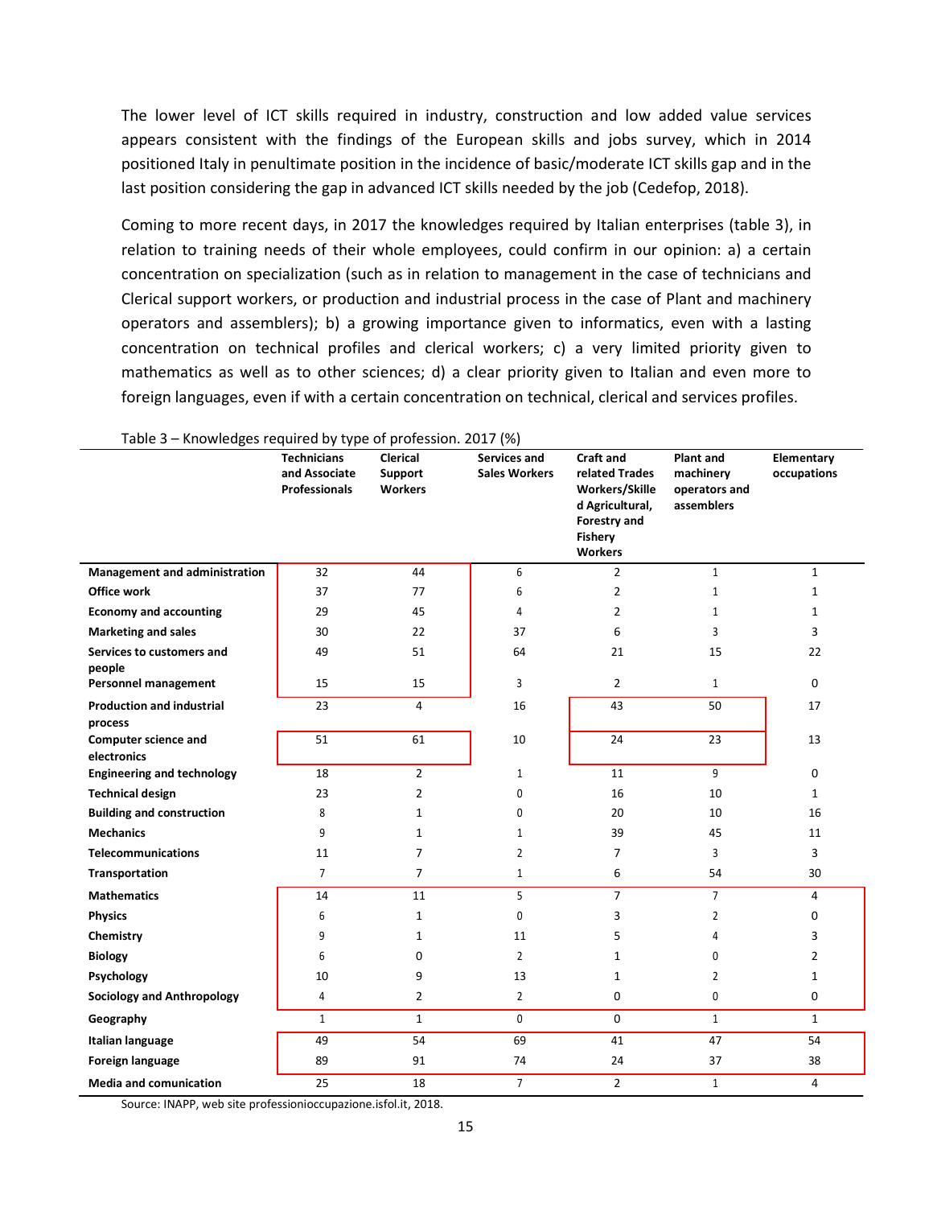The lower level of ICT skills required in industry, construction and low added value services appears consistent with the findings of the European skills and jobs survey, which in 2014 positioned Italy in penultimate position in the incidence of basic/moderate ICT skills gap and in the last position considering the gap in advanced ICT skills needed by the job (Cedefop, 2018).

Coming to more recent days, in 2017 the knowledges required by Italian enterprises (table 3), in relation to training needs of their whole employees, could confirm in our opinion: a) a certain concentration on specialization (such as in relation to management in the case of technicians and Clerical support workers, or production and industrial process in the case of Plant and machinery operators and assemblers); b) a growing importance given to informatics, even with a lasting concentration on technical profiles and clerical workers; c) a very limited priority given to mathematics as well as to other sciences; d) a clear priority given to Italian and even more to foreign languages, even if with a certain concentration on technical, clerical and services profiles.

Table 3 – Knowledges required by type of profession. 2017 (%)

| | Technicians and Associate Professionals | Clerical Support Workers | Services and Sales Workers | Craft and related Trades Workers/Skilled Agricultural, Forestry and Fishery Workers | Plant and machinery operators and assemblers | Elementary occupations |
|---|---|---|---|---|---|---|
| **Management and administration** | 32 | 44 | 6 | 2 | 1 | 1 |
| **Office work** | 37 | 77 | 6 | 2 | 1 | 1 |
| **Economy and accounting** | 29 | 45 | 4 | 2 | 1 | 1 |
| **Marketing and sales** | 30 | 22 | 37 | 6 | 3 | 3 |
| **Services to customers and people** | 49 | 51 | 64 | 21 | 15 | 22 |
| **Personnel management** | 15 | 15 | 3 | 2 | 1 | 0 |
| **Production and industrial process** | 23 | 4 | 16 | 43 | 50 | 17 |
| **Computer science and electronics** | 51 | 61 | 10 | 24 | 23 | 13 |
| **Engineering and technology** | 18 | 2 | 1 | 11 | 9 | 0 |
| **Technical design** | 23 | 2 | 0 | 16 | 10 | 1 |
| **Building and construction** | 8 | 1 | 0 | 20 | 10 | 16 |
| **Mechanics** | 9 | 1 | 1 | 39 | 45 | 11 |
| **Telecommunications** | 11 | 7 | 2 | 7 | 3 | 3 |
| **Transportation** | 7 | 7 | 1 | 6 | 54 | 30 |
| **Mathematics** | 14 | 11 | 5 | 7 | 7 | 4 |
| **Physics** | 6 | 1 | 0 | 3 | 2 | 0 |
| **Chemistry** | 9 | 1 | 11 | 5 | 4 | 3 |
| **Biology** | 6 | 0 | 2 | 1 | 0 | 2 |
| **Psychology** | 10 | 9 | 13 | 1 | 2 | 1 |
| **Sociology and Anthropology** | 4 | 2 | 2 | 0 | 0 | 0 |
| **Geography** | 1 | 1 | 0 | 0 | 1 | 1 |
| **Italian language** | 49 | 54 | 69 | 41 | 47 | 54 |
| **Foreign language** | 89 | 91 | 74 | 24 | 37 | 38 |
| **Media and comunication** | 25 | 18 | 7 | 2 | 1 | 4 |

Source: INAPP, web site professionioccupazione.isfol.it, 2018.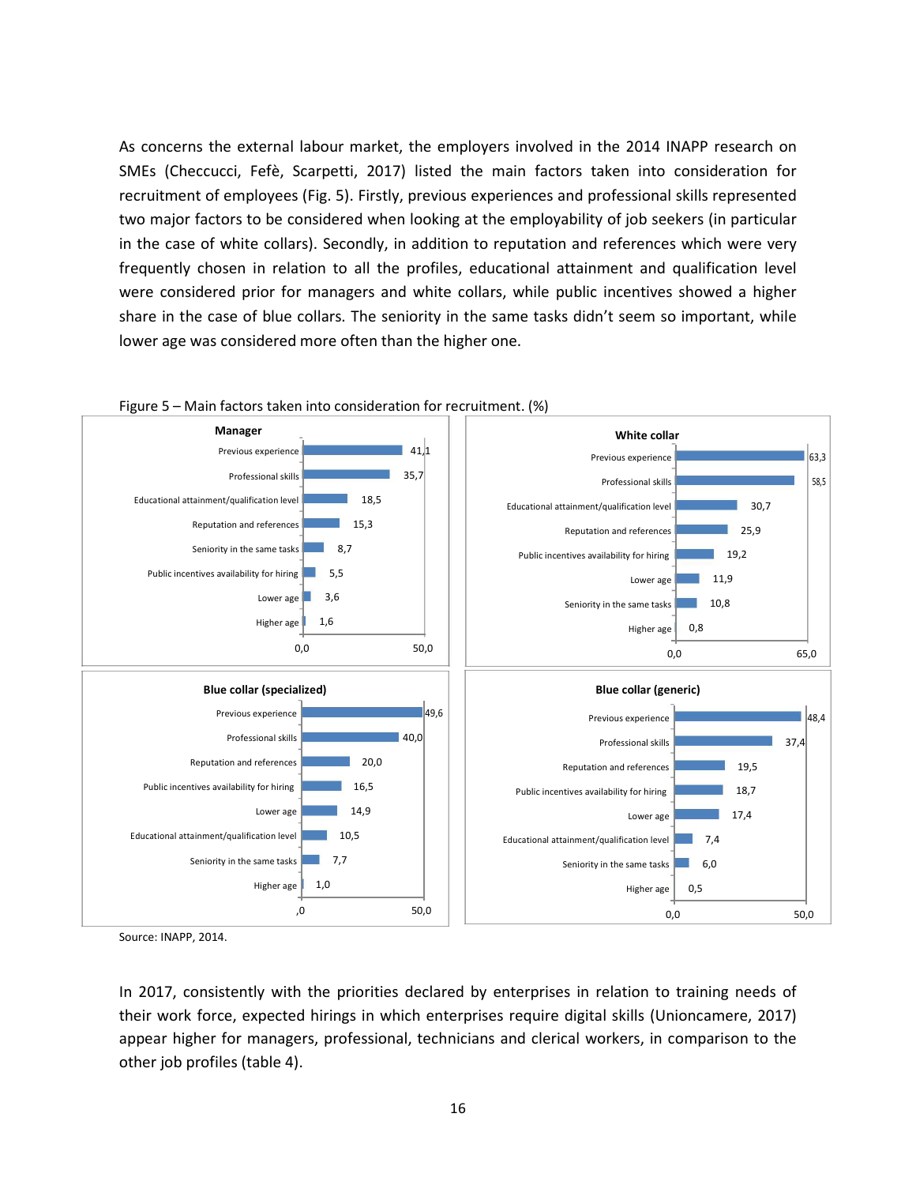As concerns the external labour market, the employers involved in the 2014 INAPP research on SMEs (Checcucci, Fefè, Scarpetti, 2017) listed the main factors taken into consideration for recruitment of employees (Fig. 5). Firstly, previous experiences and professional skills represented two major factors to be considered when looking at the employability of job seekers (in particular in the case of white collars). Secondly, in addition to reputation and references which were very frequently chosen in relation to all the profiles, educational attainment and qualification level were considered prior for managers and white collars, while public incentives showed a higher share in the case of blue collars. The seniority in the same tasks didn't seem so important, while lower age was considered more often than the higher one.

Figure 5 – Main factors taken into consideration for recruitment. (%)

**Manager**

| Factor | % |
|---|---|
| Previous experience | 41,1 |
| Professional skills | 35,7 |
| Educational attainment/qualification level | 18,5 |
| Reputation and references | 15,3 |
| Seniority in the same tasks | 8,7 |
| Public incentives availability for hiring | 5,5 |
| Lower age | 3,6 |
| Higher age | 1,6 |

**White collar**

| Factor | % |
|---|---|
| Previous experience | 63,3 |
| Professional skills | 58,5 |
| Educational attainment/qualification level | 30,7 |
| Reputation and references | 25,9 |
| Public incentives availability for hiring | 19,2 |
| Lower age | 11,9 |
| Seniority in the same tasks | 10,8 |
| Higher age | 0,8 |

**Blue collar (specialized)**

| Factor | % |
|---|---|
| Previous experience | 49,6 |
| Professional skills | 40,0 |
| Reputation and references | 20,0 |
| Public incentives availability for hiring | 16,5 |
| Lower age | 14,9 |
| Educational attainment/qualification level | 10,5 |
| Seniority in the same tasks | 7,7 |
| Higher age | 1,0 |

**Blue collar (generic)**

| Factor | % |
|---|---|
| Previous experience | 48,4 |
| Professional skills | 37,4 |
| Reputation and references | 19,5 |
| Public incentives availability for hiring | 18,7 |
| Lower age | 17,4 |
| Educational attainment/qualification level | 7,4 |
| Seniority in the same tasks | 6,0 |
| Higher age | 0,5 |

Source: INAPP, 2014.

In 2017, consistently with the priorities declared by enterprises in relation to training needs of their work force, expected hirings in which enterprises require digital skills (Unioncamere, 2017) appear higher for managers, professional, technicians and clerical workers, in comparison to the other job profiles (table 4).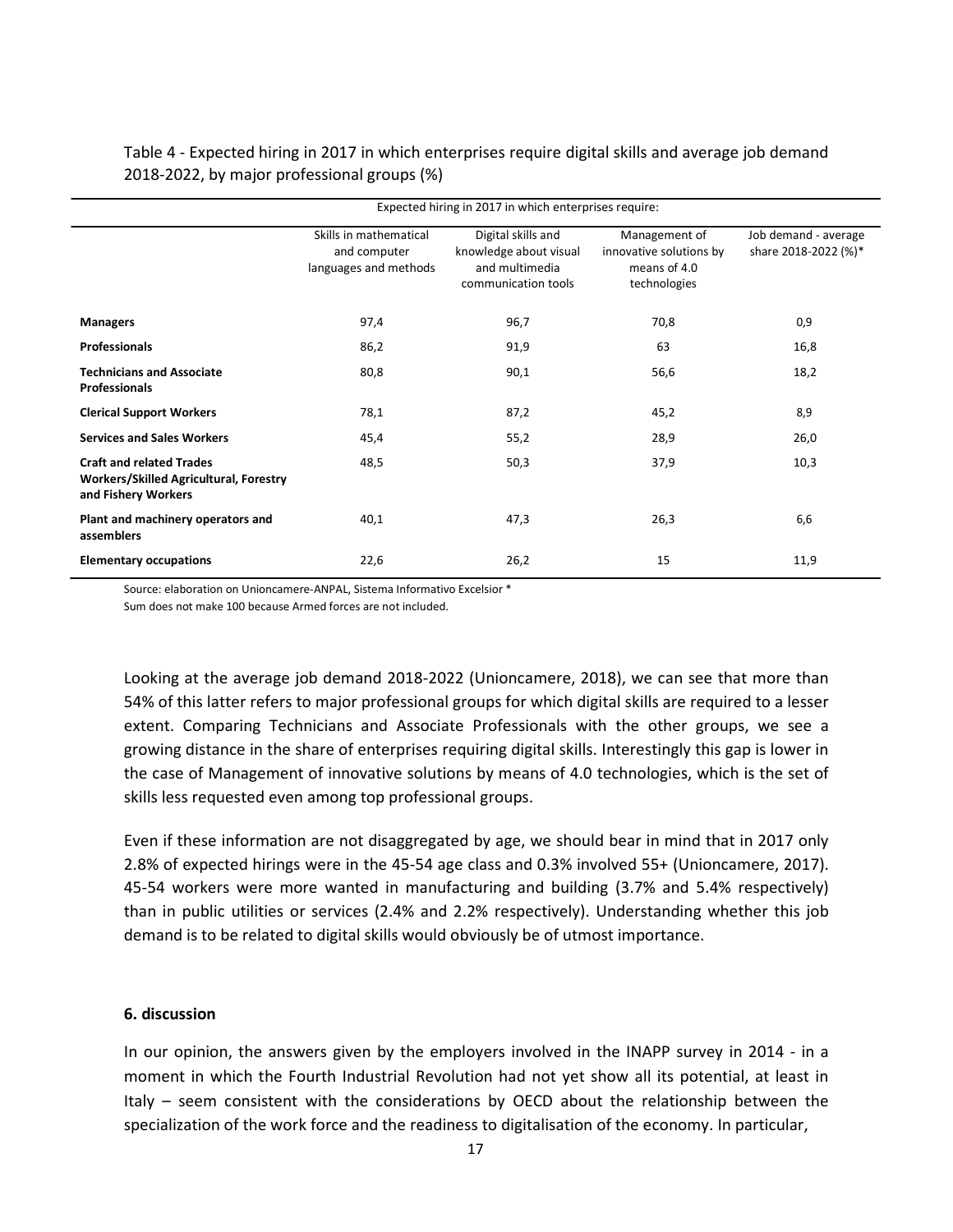Table 4 - Expected hiring in 2017 in which enterprises require digital skills and average job demand 2018-2022, by major professional groups (%)

| | Expected hiring in 2017 in which enterprises require: | | | |
|---|---|---|---|---|
| | Skills in mathematical and computer languages and methods | Digital skills and knowledge about visual and multimedia communication tools | Management of innovative solutions by means of 4.0 technologies | Job demand - average share 2018-2022 (%)* |
| **Managers** | 97,4 | 96,7 | 70,8 | 0,9 |
| **Professionals** | 86,2 | 91,9 | 63 | 16,8 |
| **Technicians and Associate Professionals** | 80,8 | 90,1 | 56,6 | 18,2 |
| **Clerical Support Workers** | 78,1 | 87,2 | 45,2 | 8,9 |
| **Services and Sales Workers** | 45,4 | 55,2 | 28,9 | 26,0 |
| **Craft and related Trades Workers/Skilled Agricultural, Forestry and Fishery Workers** | 48,5 | 50,3 | 37,9 | 10,3 |
| **Plant and machinery operators and assemblers** | 40,1 | 47,3 | 26,3 | 6,6 |
| **Elementary occupations** | 22,6 | 26,2 | 15 | 11,9 |

Source: elaboration on Unioncamere-ANPAL, Sistema Informativo Excelsior *

Sum does not make 100 because Armed forces are not included.

Looking at the average job demand 2018-2022 (Unioncamere, 2018), we can see that more than 54% of this latter refers to major professional groups for which digital skills are required to a lesser extent. Comparing Technicians and Associate Professionals with the other groups, we see a growing distance in the share of enterprises requiring digital skills. Interestingly this gap is lower in the case of Management of innovative solutions by means of 4.0 technologies, which is the set of skills less requested even among top professional groups.

Even if these information are not disaggregated by age, we should bear in mind that in 2017 only 2.8% of expected hirings were in the 45-54 age class and 0.3% involved 55+ (Unioncamere, 2017). 45-54 workers were more wanted in manufacturing and building (3.7% and 5.4% respectively) than in public utilities or services (2.4% and 2.2% respectively). Understanding whether this job demand is to be related to digital skills would obviously be of utmost importance.

## 6. discussion

In our opinion, the answers given by the employers involved in the INAPP survey in 2014 - in a moment in which the Fourth Industrial Revolution had not yet show all its potential, at least in Italy – seem consistent with the considerations by OECD about the relationship between the specialization of the work force and the readiness to digitalisation of the economy. In particular,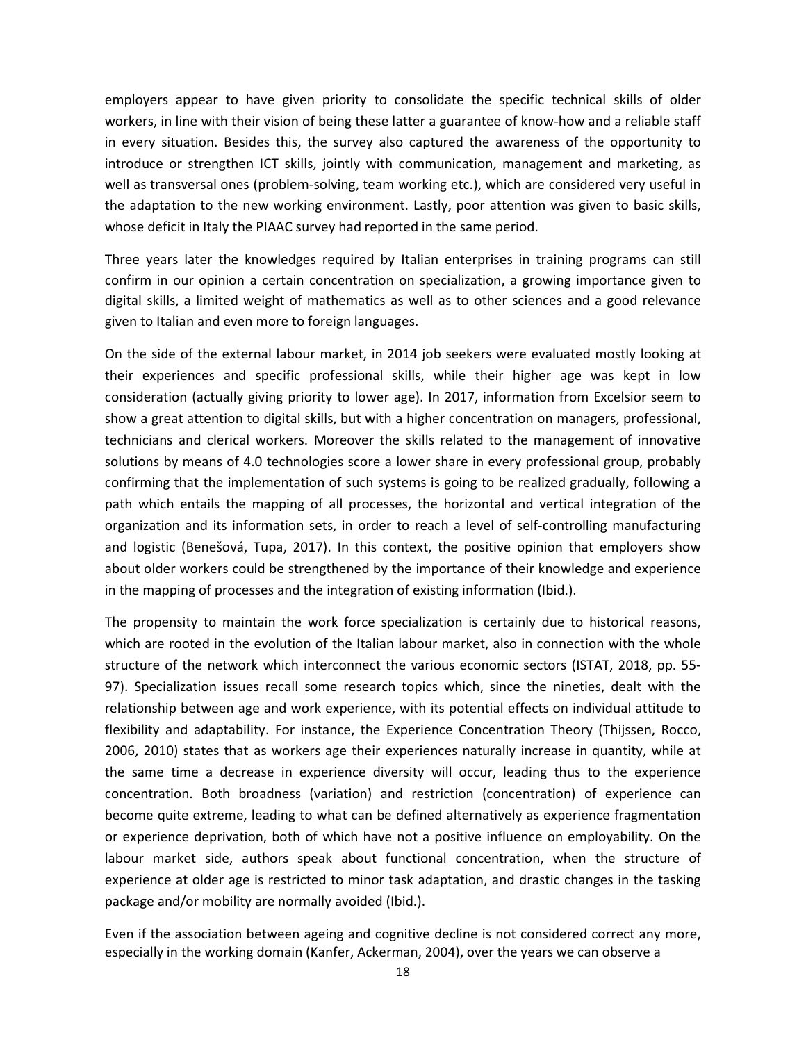employers appear to have given priority to consolidate the specific technical skills of older workers, in line with their vision of being these latter a guarantee of know-how and a reliable staff in every situation. Besides this, the survey also captured the awareness of the opportunity to introduce or strengthen ICT skills, jointly with communication, management and marketing, as well as transversal ones (problem-solving, team working etc.), which are considered very useful in the adaptation to the new working environment. Lastly, poor attention was given to basic skills, whose deficit in Italy the PIAAC survey had reported in the same period.

Three years later the knowledges required by Italian enterprises in training programs can still confirm in our opinion a certain concentration on specialization, a growing importance given to digital skills, a limited weight of mathematics as well as to other sciences and a good relevance given to Italian and even more to foreign languages.

On the side of the external labour market, in 2014 job seekers were evaluated mostly looking at their experiences and specific professional skills, while their higher age was kept in low consideration (actually giving priority to lower age). In 2017, information from Excelsior seem to show a great attention to digital skills, but with a higher concentration on managers, professional, technicians and clerical workers. Moreover the skills related to the management of innovative solutions by means of 4.0 technologies score a lower share in every professional group, probably confirming that the implementation of such systems is going to be realized gradually, following a path which entails the mapping of all processes, the horizontal and vertical integration of the organization and its information sets, in order to reach a level of self-controlling manufacturing and logistic (Benešová, Tupa, 2017). In this context, the positive opinion that employers show about older workers could be strengthened by the importance of their knowledge and experience in the mapping of processes and the integration of existing information (Ibid.).

The propensity to maintain the work force specialization is certainly due to historical reasons, which are rooted in the evolution of the Italian labour market, also in connection with the whole structure of the network which interconnect the various economic sectors (ISTAT, 2018, pp. 55-97). Specialization issues recall some research topics which, since the nineties, dealt with the relationship between age and work experience, with its potential effects on individual attitude to flexibility and adaptability. For instance, the Experience Concentration Theory (Thijssen, Rocco, 2006, 2010) states that as workers age their experiences naturally increase in quantity, while at the same time a decrease in experience diversity will occur, leading thus to the experience concentration. Both broadness (variation) and restriction (concentration) of experience can become quite extreme, leading to what can be defined alternatively as experience fragmentation or experience deprivation, both of which have not a positive influence on employability. On the labour market side, authors speak about functional concentration, when the structure of experience at older age is restricted to minor task adaptation, and drastic changes in the tasking package and/or mobility are normally avoided (Ibid.).

Even if the association between ageing and cognitive decline is not considered correct any more, especially in the working domain (Kanfer, Ackerman, 2004), over the years we can observe a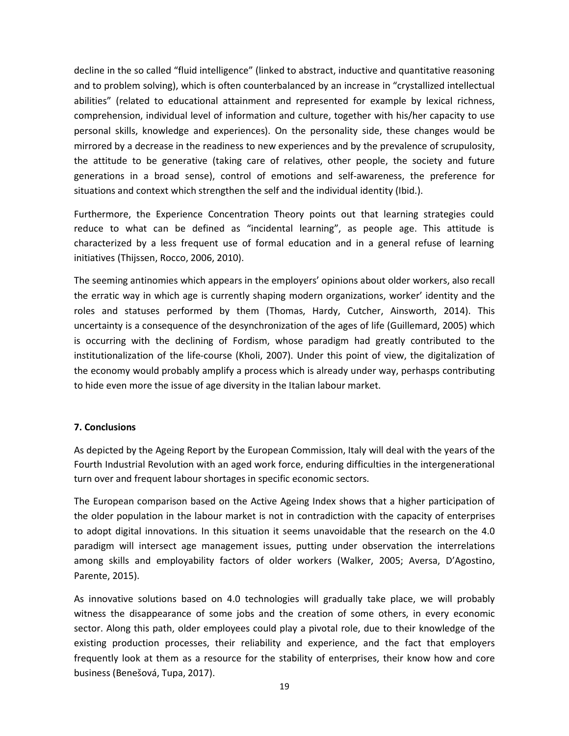decline in the so called "fluid intelligence" (linked to abstract, inductive and quantitative reasoning and to problem solving), which is often counterbalanced by an increase in "crystallized intellectual abilities" (related to educational attainment and represented for example by lexical richness, comprehension, individual level of information and culture, together with his/her capacity to use personal skills, knowledge and experiences). On the personality side, these changes would be mirrored by a decrease in the readiness to new experiences and by the prevalence of scrupulosity, the attitude to be generative (taking care of relatives, other people, the society and future generations in a broad sense), control of emotions and self-awareness, the preference for situations and context which strengthen the self and the individual identity (Ibid.).

Furthermore, the Experience Concentration Theory points out that learning strategies could reduce to what can be defined as "incidental learning", as people age. This attitude is characterized by a less frequent use of formal education and in a general refuse of learning initiatives (Thijssen, Rocco, 2006, 2010).

The seeming antinomies which appears in the employers' opinions about older workers, also recall the erratic way in which age is currently shaping modern organizations, worker' identity and the roles and statuses performed by them (Thomas, Hardy, Cutcher, Ainsworth, 2014). This uncertainty is a consequence of the desynchronization of the ages of life (Guillemard, 2005) which is occurring with the declining of Fordism, whose paradigm had greatly contributed to the institutionalization of the life-course (Kholi, 2007). Under this point of view, the digitalization of the economy would probably amplify a process which is already under way, perhasps contributing to hide even more the issue of age diversity in the Italian labour market.

## 7. Conclusions

As depicted by the Ageing Report by the European Commission, Italy will deal with the years of the Fourth Industrial Revolution with an aged work force, enduring difficulties in the intergenerational turn over and frequent labour shortages in specific economic sectors.

The European comparison based on the Active Ageing Index shows that a higher participation of the older population in the labour market is not in contradiction with the capacity of enterprises to adopt digital innovations. In this situation it seems unavoidable that the research on the 4.0 paradigm will intersect age management issues, putting under observation the interrelations among skills and employability factors of older workers (Walker, 2005; Aversa, D'Agostino, Parente, 2015).

As innovative solutions based on 4.0 technologies will gradually take place, we will probably witness the disappearance of some jobs and the creation of some others, in every economic sector. Along this path, older employees could play a pivotal role, due to their knowledge of the existing production processes, their reliability and experience, and the fact that employers frequently look at them as a resource for the stability of enterprises, their know how and core business (Benešová, Tupa, 2017).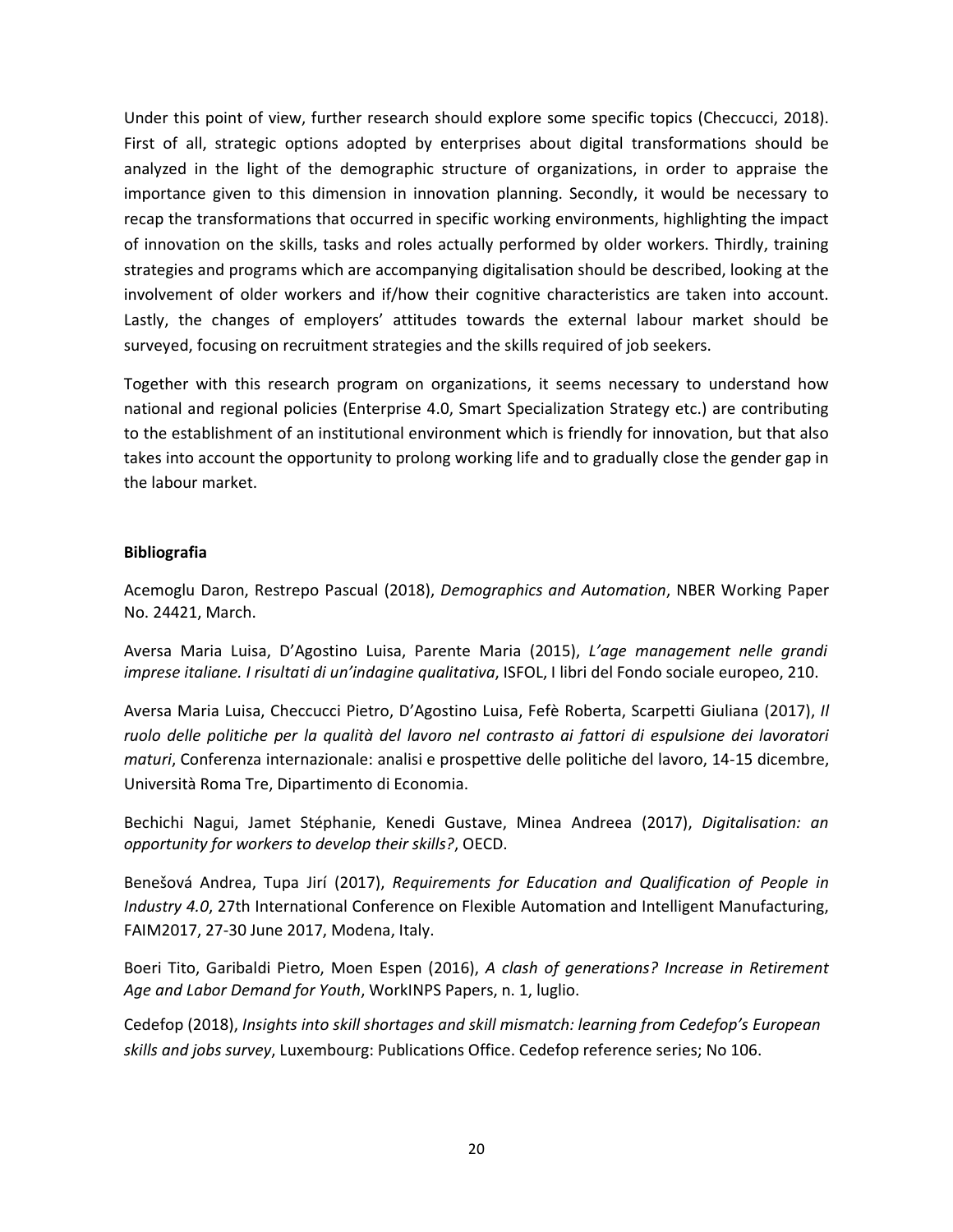Under this point of view, further research should explore some specific topics (Checcucci, 2018). First of all, strategic options adopted by enterprises about digital transformations should be analyzed in the light of the demographic structure of organizations, in order to appraise the importance given to this dimension in innovation planning. Secondly, it would be necessary to recap the transformations that occurred in specific working environments, highlighting the impact of innovation on the skills, tasks and roles actually performed by older workers. Thirdly, training strategies and programs which are accompanying digitalisation should be described, looking at the involvement of older workers and if/how their cognitive characteristics are taken into account. Lastly, the changes of employers' attitudes towards the external labour market should be surveyed, focusing on recruitment strategies and the skills required of job seekers.

Together with this research program on organizations, it seems necessary to understand how national and regional policies (Enterprise 4.0, Smart Specialization Strategy etc.) are contributing to the establishment of an institutional environment which is friendly for innovation, but that also takes into account the opportunity to prolong working life and to gradually close the gender gap in the labour market.

**Bibliografia**

Acemoglu Daron, Restrepo Pascual (2018), *Demographics and Automation*, NBER Working Paper No. 24421, March.

Aversa Maria Luisa, D'Agostino Luisa, Parente Maria (2015), *L'age management nelle grandi imprese italiane. I risultati di un'indagine qualitativa*, ISFOL, I libri del Fondo sociale europeo, 210.

Aversa Maria Luisa, Checcucci Pietro, D'Agostino Luisa, Fefè Roberta, Scarpetti Giuliana (2017), *Il ruolo delle politiche per la qualità del lavoro nel contrasto ai fattori di espulsione dei lavoratori maturi*, Conferenza internazionale: analisi e prospettive delle politiche del lavoro, 14-15 dicembre, Università Roma Tre, Dipartimento di Economia.

Bechichi Nagui, Jamet Stéphanie, Kenedi Gustave, Minea Andreea (2017), *Digitalisation: an opportunity for workers to develop their skills?*, OECD.

Benešová Andrea, Tupa Jirí (2017), *Requirements for Education and Qualification of People in Industry 4.0*, 27th International Conference on Flexible Automation and Intelligent Manufacturing, FAIM2017, 27-30 June 2017, Modena, Italy.

Boeri Tito, Garibaldi Pietro, Moen Espen (2016), *A clash of generations? Increase in Retirement Age and Labor Demand for Youth*, WorkINPS Papers, n. 1, luglio.

Cedefop (2018), *Insights into skill shortages and skill mismatch: learning from Cedefop's European skills and jobs survey*, Luxembourg: Publications Office. Cedefop reference series; No 106.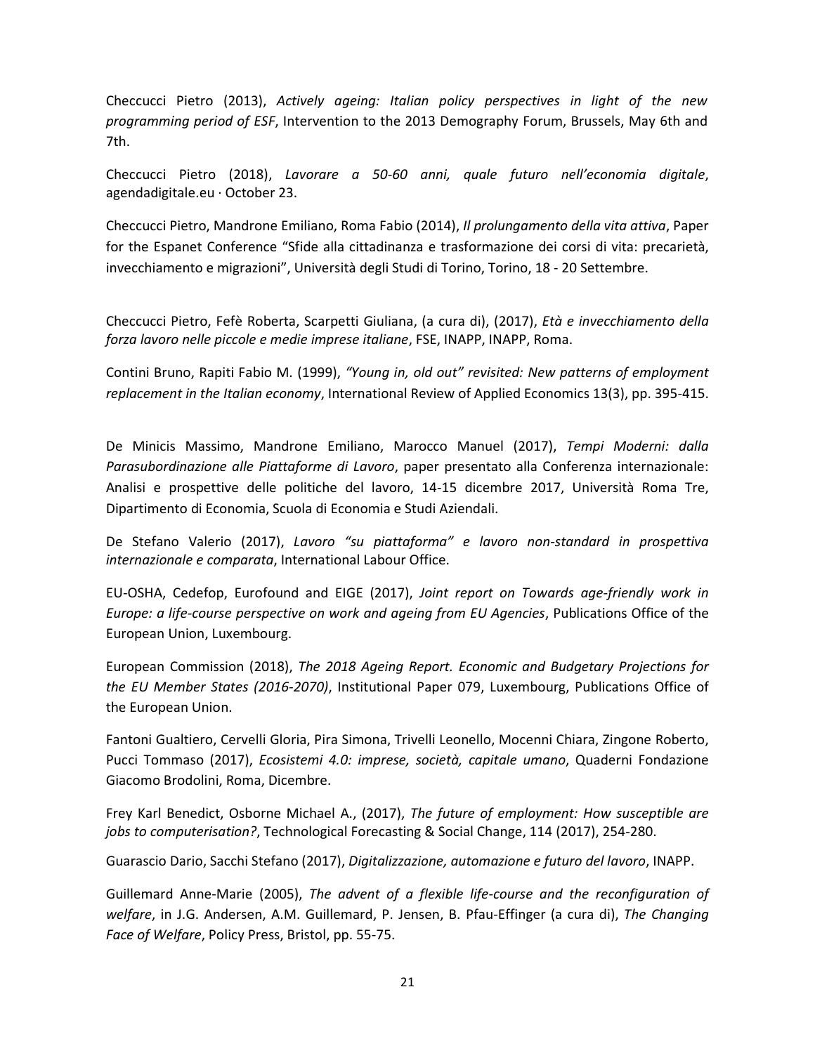Checcucci Pietro (2013), *Actively ageing: Italian policy perspectives in light of the new programming period of ESF*, Intervention to the 2013 Demography Forum, Brussels, May 6th and 7th.

Checcucci Pietro (2018), *Lavorare a 50-60 anni, quale futuro nell'economia digitale*, agendadigitale.eu · October 23.

Checcucci Pietro, Mandrone Emiliano, Roma Fabio (2014), *Il prolungamento della vita attiva*, Paper for the Espanet Conference "Sfide alla cittadinanza e trasformazione dei corsi di vita: precarietà, invecchiamento e migrazioni", Università degli Studi di Torino, Torino, 18 - 20 Settembre.

Checcucci Pietro, Fefè Roberta, Scarpetti Giuliana, (a cura di), (2017), *Età e invecchiamento della forza lavoro nelle piccole e medie imprese italiane*, FSE, INAPP, INAPP, Roma.

Contini Bruno, Rapiti Fabio M. (1999), *"Young in, old out" revisited: New patterns of employment replacement in the Italian economy*, International Review of Applied Economics 13(3), pp. 395-415.

De Minicis Massimo, Mandrone Emiliano, Marocco Manuel (2017), *Tempi Moderni: dalla Parasubordinazione alle Piattaforme di Lavoro*, paper presentato alla Conferenza internazionale: Analisi e prospettive delle politiche del lavoro, 14-15 dicembre 2017, Università Roma Tre, Dipartimento di Economia, Scuola di Economia e Studi Aziendali.

De Stefano Valerio (2017), *Lavoro "su piattaforma" e lavoro non-standard in prospettiva internazionale e comparata*, International Labour Office.

EU-OSHA, Cedefop, Eurofound and EIGE (2017), *Joint report on Towards age-friendly work in Europe: a life-course perspective on work and ageing from EU Agencies*, Publications Office of the European Union, Luxembourg.

European Commission (2018), *The 2018 Ageing Report. Economic and Budgetary Projections for the EU Member States (2016-2070)*, Institutional Paper 079, Luxembourg, Publications Office of the European Union.

Fantoni Gualtiero, Cervelli Gloria, Pira Simona, Trivelli Leonello, Mocenni Chiara, Zingone Roberto, Pucci Tommaso (2017), *Ecosistemi 4.0: imprese, società, capitale umano*, Quaderni Fondazione Giacomo Brodolini, Roma, Dicembre.

Frey Karl Benedict, Osborne Michael A., (2017), *The future of employment: How susceptible are jobs to computerisation?*, Technological Forecasting & Social Change, 114 (2017), 254-280.

Guarascio Dario, Sacchi Stefano (2017), *Digitalizzazione, automazione e futuro del lavoro*, INAPP.

Guillemard Anne-Marie (2005), *The advent of a flexible life-course and the reconfiguration of welfare*, in J.G. Andersen, A.M. Guillemard, P. Jensen, B. Pfau-Effinger (a cura di), *The Changing Face of Welfare*, Policy Press, Bristol, pp. 55-75.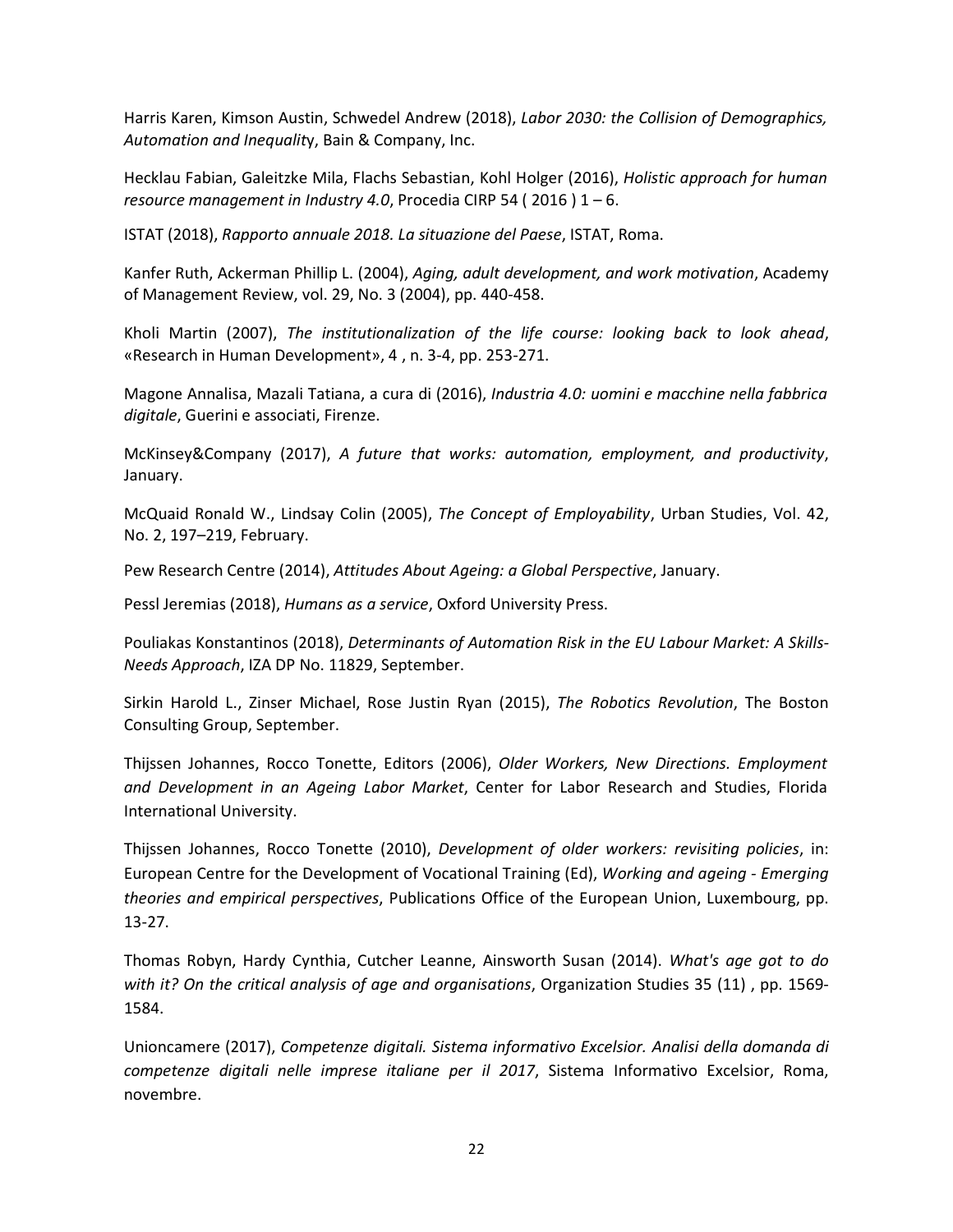Harris Karen, Kimson Austin, Schwedel Andrew (2018), *Labor 2030: the Collision of Demographics, Automation and Inequality*, Bain & Company, Inc.

Hecklau Fabian, Galeitzke Mila, Flachs Sebastian, Kohl Holger (2016), *Holistic approach for human resource management in Industry 4.0*, Procedia CIRP 54 ( 2016 ) 1 – 6.

ISTAT (2018), *Rapporto annuale 2018. La situazione del Paese*, ISTAT, Roma.

Kanfer Ruth, Ackerman Phillip L. (2004), *Aging, adult development, and work motivation*, Academy of Management Review, vol. 29, No. 3 (2004), pp. 440-458.

Kholi Martin (2007), *The institutionalization of the life course: looking back to look ahead*, «Research in Human Development», 4 , n. 3-4, pp. 253-271.

Magone Annalisa, Mazali Tatiana, a cura di (2016), *Industria 4.0: uomini e macchine nella fabbrica digitale*, Guerini e associati, Firenze.

McKinsey&Company (2017), *A future that works: automation, employment, and productivity*, January.

McQuaid Ronald W., Lindsay Colin (2005), *The Concept of Employability*, Urban Studies, Vol. 42, No. 2, 197–219, February.

Pew Research Centre (2014), *Attitudes About Ageing: a Global Perspective*, January.

Pessl Jeremias (2018), *Humans as a service*, Oxford University Press.

Pouliakas Konstantinos (2018), *Determinants of Automation Risk in the EU Labour Market: A Skills-Needs Approach*, IZA DP No. 11829, September.

Sirkin Harold L., Zinser Michael, Rose Justin Ryan (2015), *The Robotics Revolution*, The Boston Consulting Group, September.

Thijssen Johannes, Rocco Tonette, Editors (2006), *Older Workers, New Directions. Employment and Development in an Ageing Labor Market*, Center for Labor Research and Studies, Florida International University.

Thijssen Johannes, Rocco Tonette (2010), *Development of older workers: revisiting policies*, in: European Centre for the Development of Vocational Training (Ed), *Working and ageing - Emerging theories and empirical perspectives*, Publications Office of the European Union, Luxembourg, pp. 13-27.

Thomas Robyn, Hardy Cynthia, Cutcher Leanne, Ainsworth Susan (2014). *What's age got to do with it? On the critical analysis of age and organisations*, Organization Studies 35 (11) , pp. 1569-1584.

Unioncamere (2017), *Competenze digitali. Sistema informativo Excelsior. Analisi della domanda di competenze digitali nelle imprese italiane per il 2017*, Sistema Informativo Excelsior, Roma, novembre.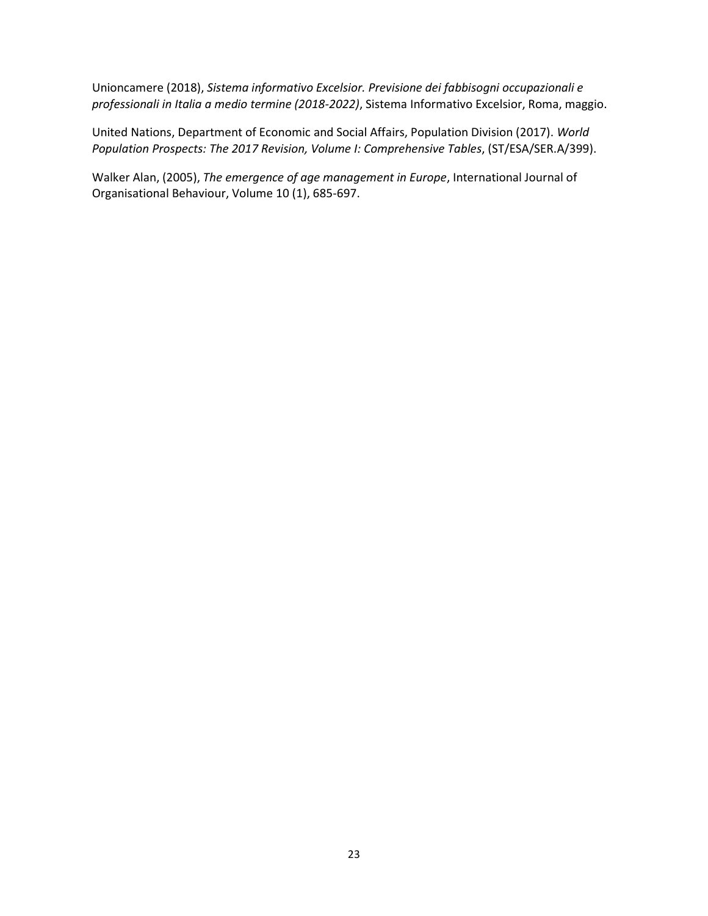Unioncamere (2018), *Sistema informativo Excelsior. Previsione dei fabbisogni occupazionali e professionali in Italia a medio termine (2018-2022)*, Sistema Informativo Excelsior, Roma, maggio.

United Nations, Department of Economic and Social Affairs, Population Division (2017). *World Population Prospects: The 2017 Revision, Volume I: Comprehensive Tables*, (ST/ESA/SER.A/399).

Walker Alan, (2005), *The emergence of age management in Europe*, International Journal of Organisational Behaviour, Volume 10 (1), 685-697.